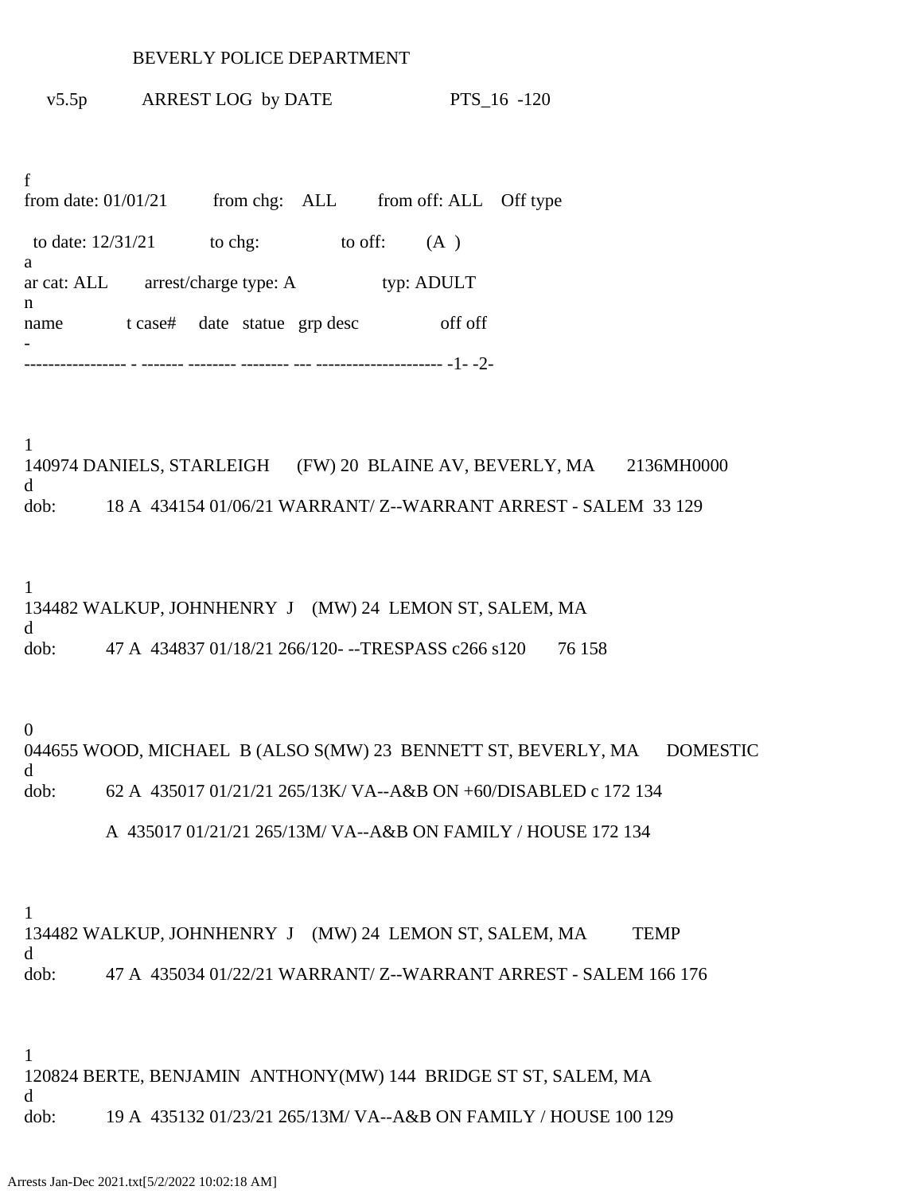BEVERLY POLICE DEPARTMENT

v5.5p ARREST LOG by DATE PTS_16 -120

f
from date: 01/01/21 from chg: ALL from off: ALL Off type

to date: 12/31/21 to chg: to off: (A )
a
ar cat: ALL arrest/charge type: A typ: ADULT
n
name t case# date statue grp desc off off
-
----------------- - ------- -------- -------- --- --------------------- -1- -2-

1
140974 DANIELS, STARLEIGH (FW) 20 BLAINE AV, BEVERLY, MA 2136MH0000
d
dob: 18 A 434154 01/06/21 WARRANT/ Z--WARRANT ARREST - SALEM 33 129

1
134482 WALKUP, JOHNHENRY J (MW) 24 LEMON ST, SALEM, MA
d
dob: 47 A 434837 01/18/21 266/120- --TRESPASS c266 s120 76 158

0
044655 WOOD, MICHAEL B (ALSO S(MW) 23 BENNETT ST, BEVERLY, MA DOMESTIC
d
dob: 62 A 435017 01/21/21 265/13K/ VA--A&B ON +60/DISABLED c 172 134

A 435017 01/21/21 265/13M/ VA--A&B ON FAMILY / HOUSE 172 134

1
134482 WALKUP, JOHNHENRY J (MW) 24 LEMON ST, SALEM, MA TEMP
d
dob: 47 A 435034 01/22/21 WARRANT/ Z--WARRANT ARREST - SALEM 166 176

1
120824 BERTE, BENJAMIN ANTHONY(MW) 144 BRIDGE ST ST, SALEM, MA
d
dob: 19 A 435132 01/23/21 265/13M/ VA--A&B ON FAMILY / HOUSE 100 129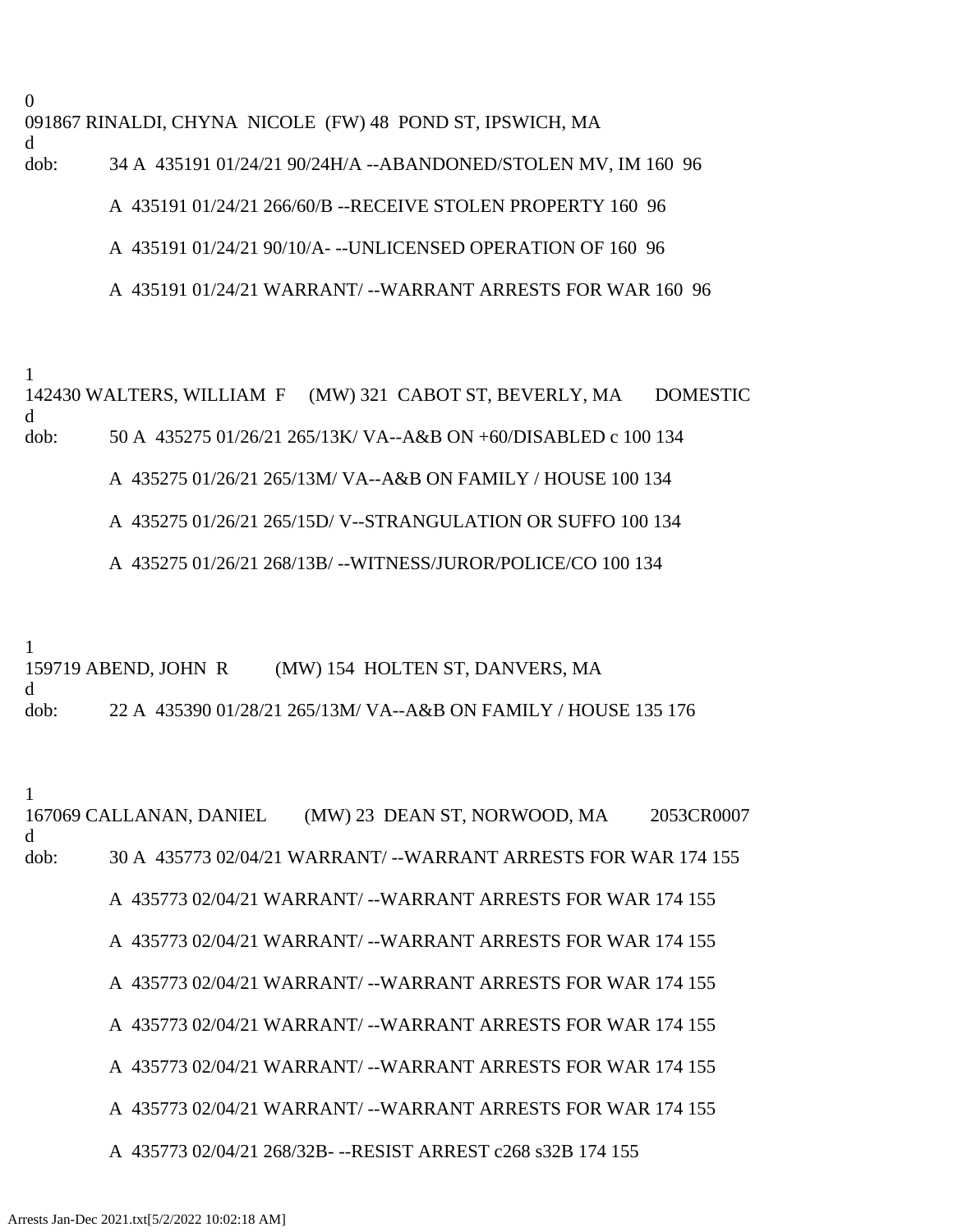0
091867 RINALDI, CHYNA NICOLE (FW) 48 POND ST, IPSWICH, MA
d
dob: 34 A 435191 01/24/21 90/24H/A --ABANDONED/STOLEN MV, IM 160 96

A 435191 01/24/21 266/60/B --RECEIVE STOLEN PROPERTY 160 96

A 435191 01/24/21 90/10/A- --UNLICENSED OPERATION OF 160 96

A 435191 01/24/21 WARRANT/ --WARRANT ARRESTS FOR WAR 160 96

1
142430 WALTERS, WILLIAM F (MW) 321 CABOT ST, BEVERLY, MA DOMESTIC
d
dob: 50 A 435275 01/26/21 265/13K/ VA--A&B ON +60/DISABLED c 100 134

A 435275 01/26/21 265/13M/ VA--A&B ON FAMILY / HOUSE 100 134

A 435275 01/26/21 265/15D/ V--STRANGULATION OR SUFFO 100 134

A 435275 01/26/21 268/13B/ --WITNESS/JUROR/POLICE/CO 100 134

1
159719 ABEND, JOHN R (MW) 154 HOLTEN ST, DANVERS, MA
d
dob: 22 A 435390 01/28/21 265/13M/ VA--A&B ON FAMILY / HOUSE 135 176

1
167069 CALLANAN, DANIEL (MW) 23 DEAN ST, NORWOOD, MA 2053CR0007
d
dob: 30 A 435773 02/04/21 WARRANT/ --WARRANT ARRESTS FOR WAR 174 155

A 435773 02/04/21 WARRANT/ --WARRANT ARRESTS FOR WAR 174 155

A 435773 02/04/21 WARRANT/ --WARRANT ARRESTS FOR WAR 174 155

A 435773 02/04/21 WARRANT/ --WARRANT ARRESTS FOR WAR 174 155

A 435773 02/04/21 WARRANT/ --WARRANT ARRESTS FOR WAR 174 155

A 435773 02/04/21 WARRANT/ --WARRANT ARRESTS FOR WAR 174 155

A 435773 02/04/21 WARRANT/ --WARRANT ARRESTS FOR WAR 174 155

A 435773 02/04/21 268/32B- --RESIST ARREST c268 s32B 174 155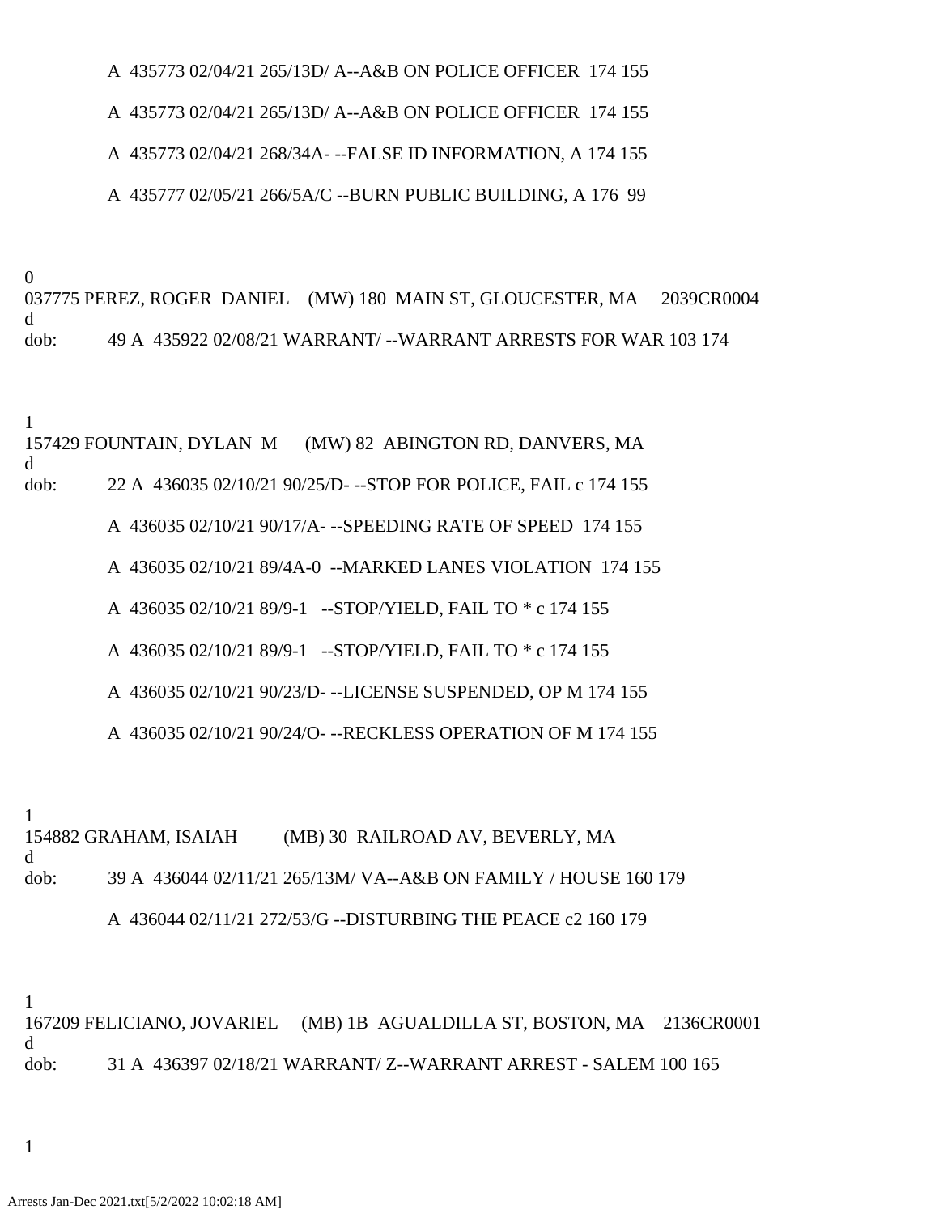A  435773 02/04/21 265/13D/ A--A&B ON POLICE OFFICER  174 155

A  435773 02/04/21 265/13D/ A--A&B ON POLICE OFFICER  174 155

A  435773 02/04/21 268/34A- --FALSE ID INFORMATION, A 174 155

A  435777 02/05/21 266/5A/C --BURN PUBLIC BUILDING, A 176  99

0
037775 PEREZ, ROGER  DANIEL    (MW) 180  MAIN ST, GLOUCESTER, MA     2039CR0004
d
dob:          49 A  435922 02/08/21 WARRANT/ --WARRANT ARRESTS FOR WAR 103 174

1
157429 FOUNTAIN, DYLAN  M      (MW) 82  ABINGTON RD, DANVERS, MA
d
dob:          22 A  436035 02/10/21 90/25/D- --STOP FOR POLICE, FAIL c 174 155

A  436035 02/10/21 90/17/A- --SPEEDING RATE OF SPEED  174 155

A  436035 02/10/21 89/4A-0  --MARKED LANES VIOLATION  174 155

A  436035 02/10/21 89/9-1   --STOP/YIELD, FAIL TO * c 174 155

A  436035 02/10/21 89/9-1   --STOP/YIELD, FAIL TO * c 174 155

A  436035 02/10/21 90/23/D- --LICENSE SUSPENDED, OP M 174 155

A  436035 02/10/21 90/24/O- --RECKLESS OPERATION OF M 174 155

1
154882 GRAHAM, ISAIAH         (MB) 30  RAILROAD AV, BEVERLY, MA
d
dob:          39 A  436044 02/11/21 265/13M/ VA--A&B ON FAMILY / HOUSE 160 179

A  436044 02/11/21 272/53/G --DISTURBING THE PEACE c2 160 179

1
167209 FELICIANO, JOVARIEL     (MB) 1B  AGUALDILLA ST, BOSTON, MA    2136CR0001
d
dob:          31 A  436397 02/18/21 WARRANT/ Z--WARRANT ARREST - SALEM 100 165

1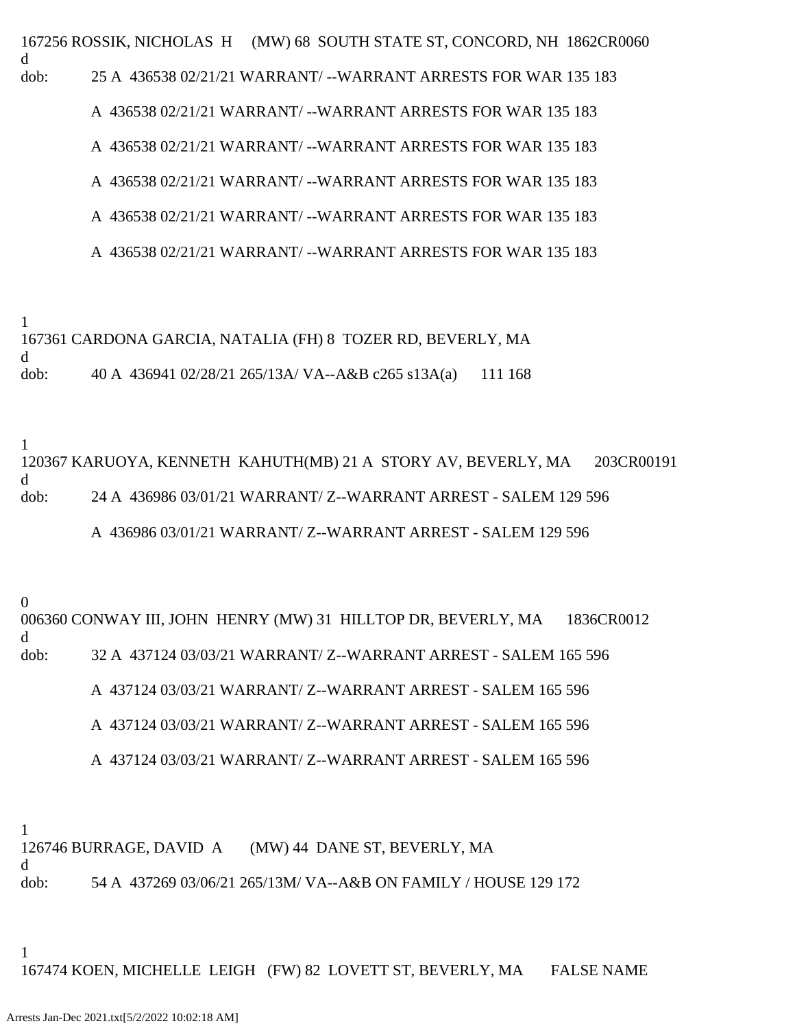167256 ROSSIK, NICHOLAS H (MW) 68 SOUTH STATE ST, CONCORD, NH 1862CR0060
d
dob: 25 A 436538 02/21/21 WARRANT/ --WARRANT ARRESTS FOR WAR 135 183

A 436538 02/21/21 WARRANT/ --WARRANT ARRESTS FOR WAR 135 183

A 436538 02/21/21 WARRANT/ --WARRANT ARRESTS FOR WAR 135 183

A 436538 02/21/21 WARRANT/ --WARRANT ARRESTS FOR WAR 135 183

A 436538 02/21/21 WARRANT/ --WARRANT ARRESTS FOR WAR 135 183

A 436538 02/21/21 WARRANT/ --WARRANT ARRESTS FOR WAR 135 183

1
167361 CARDONA GARCIA, NATALIA (FH) 8 TOZER RD, BEVERLY, MA
d
dob: 40 A 436941 02/28/21 265/13A/ VA--A&B c265 s13A(a) 111 168

1
120367 KARUOYA, KENNETH KAHUTH(MB) 21 A STORY AV, BEVERLY, MA 203CR00191
d
dob: 24 A 436986 03/01/21 WARRANT/ Z--WARRANT ARREST - SALEM 129 596

A 436986 03/01/21 WARRANT/ Z--WARRANT ARREST - SALEM 129 596

0
006360 CONWAY III, JOHN HENRY (MW) 31 HILLTOP DR, BEVERLY, MA 1836CR0012
d
dob: 32 A 437124 03/03/21 WARRANT/ Z--WARRANT ARREST - SALEM 165 596

A 437124 03/03/21 WARRANT/ Z--WARRANT ARREST - SALEM 165 596

A 437124 03/03/21 WARRANT/ Z--WARRANT ARREST - SALEM 165 596

A 437124 03/03/21 WARRANT/ Z--WARRANT ARREST - SALEM 165 596

1
126746 BURRAGE, DAVID A (MW) 44 DANE ST, BEVERLY, MA
d
dob: 54 A 437269 03/06/21 265/13M/ VA--A&B ON FAMILY / HOUSE 129 172

1
167474 KOEN, MICHELLE LEIGH (FW) 82 LOVETT ST, BEVERLY, MA FALSE NAME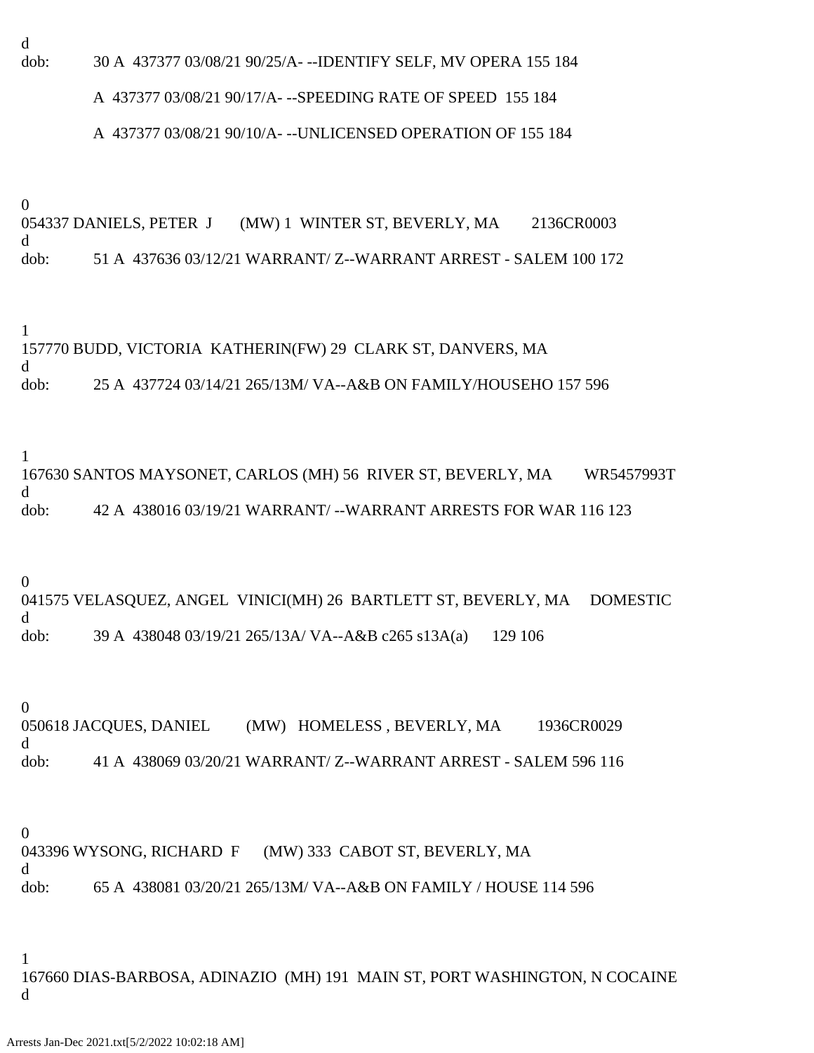d
dob: 30 A 437377 03/08/21 90/25/A- --IDENTIFY SELF, MV OPERA 155 184

A 437377 03/08/21 90/17/A- --SPEEDING RATE OF SPEED 155 184

A 437377 03/08/21 90/10/A- --UNLICENSED OPERATION OF 155 184

0
054337 DANIELS, PETER J (MW) 1 WINTER ST, BEVERLY, MA 2136CR0003
d
dob: 51 A 437636 03/12/21 WARRANT/ Z--WARRANT ARREST - SALEM 100 172

1
157770 BUDD, VICTORIA KATHERIN(FW) 29 CLARK ST, DANVERS, MA
d
dob: 25 A 437724 03/14/21 265/13M/ VA--A&B ON FAMILY/HOUSEHO 157 596

1
167630 SANTOS MAYSONET, CARLOS (MH) 56 RIVER ST, BEVERLY, MA WR5457993T
d
dob: 42 A 438016 03/19/21 WARRANT/ --WARRANT ARRESTS FOR WAR 116 123

0
041575 VELASQUEZ, ANGEL VINICI(MH) 26 BARTLETT ST, BEVERLY, MA DOMESTIC
d
dob: 39 A 438048 03/19/21 265/13A/ VA--A&B c265 s13A(a) 129 106

0
050618 JACQUES, DANIEL (MW) HOMELESS , BEVERLY, MA 1936CR0029
d
dob: 41 A 438069 03/20/21 WARRANT/ Z--WARRANT ARREST - SALEM 596 116

0
043396 WYSONG, RICHARD F (MW) 333 CABOT ST, BEVERLY, MA
d
dob: 65 A 438081 03/20/21 265/13M/ VA--A&B ON FAMILY / HOUSE 114 596

1
167660 DIAS-BARBOSA, ADINAZIO (MH) 191 MAIN ST, PORT WASHINGTON, N COCAINE
d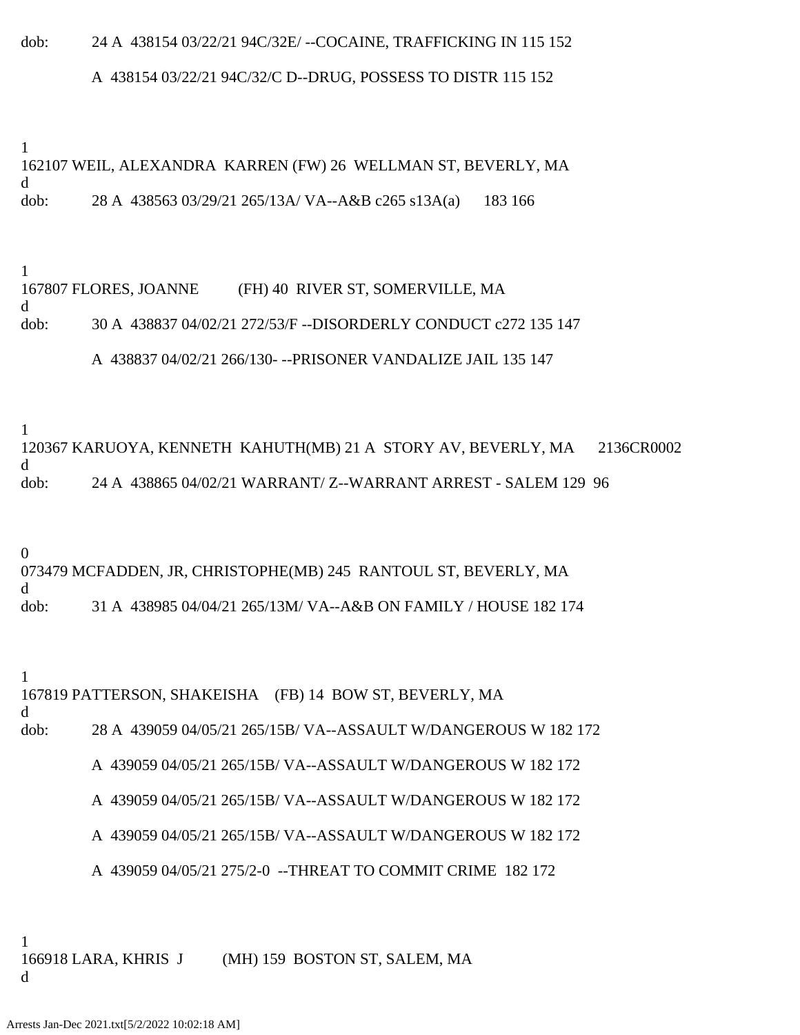dob: 24 A 438154 03/22/21 94C/32E/ --COCAINE, TRAFFICKING IN 115 152

A 438154 03/22/21 94C/32/C D--DRUG, POSSESS TO DISTR 115 152

1
162107 WEIL, ALEXANDRA KARREN (FW) 26 WELLMAN ST, BEVERLY, MA
d
dob: 28 A 438563 03/29/21 265/13A/ VA--A&B c265 s13A(a) 183 166

1
167807 FLORES, JOANNE (FH) 40 RIVER ST, SOMERVILLE, MA
d
dob: 30 A 438837 04/02/21 272/53/F --DISORDERLY CONDUCT c272 135 147

A 438837 04/02/21 266/130- --PRISONER VANDALIZE JAIL 135 147

1
120367 KARUOYA, KENNETH KAHUTH(MB) 21 A STORY AV, BEVERLY, MA 2136CR0002
d
dob: 24 A 438865 04/02/21 WARRANT/ Z--WARRANT ARREST - SALEM 129 96

0
073479 MCFADDEN, JR, CHRISTOPHE(MB) 245 RANTOUL ST, BEVERLY, MA
d
dob: 31 A 438985 04/04/21 265/13M/ VA--A&B ON FAMILY / HOUSE 182 174

1
167819 PATTERSON, SHAKEISHA (FB) 14 BOW ST, BEVERLY, MA
d
dob: 28 A 439059 04/05/21 265/15B/ VA--ASSAULT W/DANGEROUS W 182 172

A 439059 04/05/21 265/15B/ VA--ASSAULT W/DANGEROUS W 182 172

A 439059 04/05/21 265/15B/ VA--ASSAULT W/DANGEROUS W 182 172

A 439059 04/05/21 265/15B/ VA--ASSAULT W/DANGEROUS W 182 172

A 439059 04/05/21 275/2-0 --THREAT TO COMMIT CRIME 182 172

1
166918 LARA, KHRIS J (MH) 159 BOSTON ST, SALEM, MA
d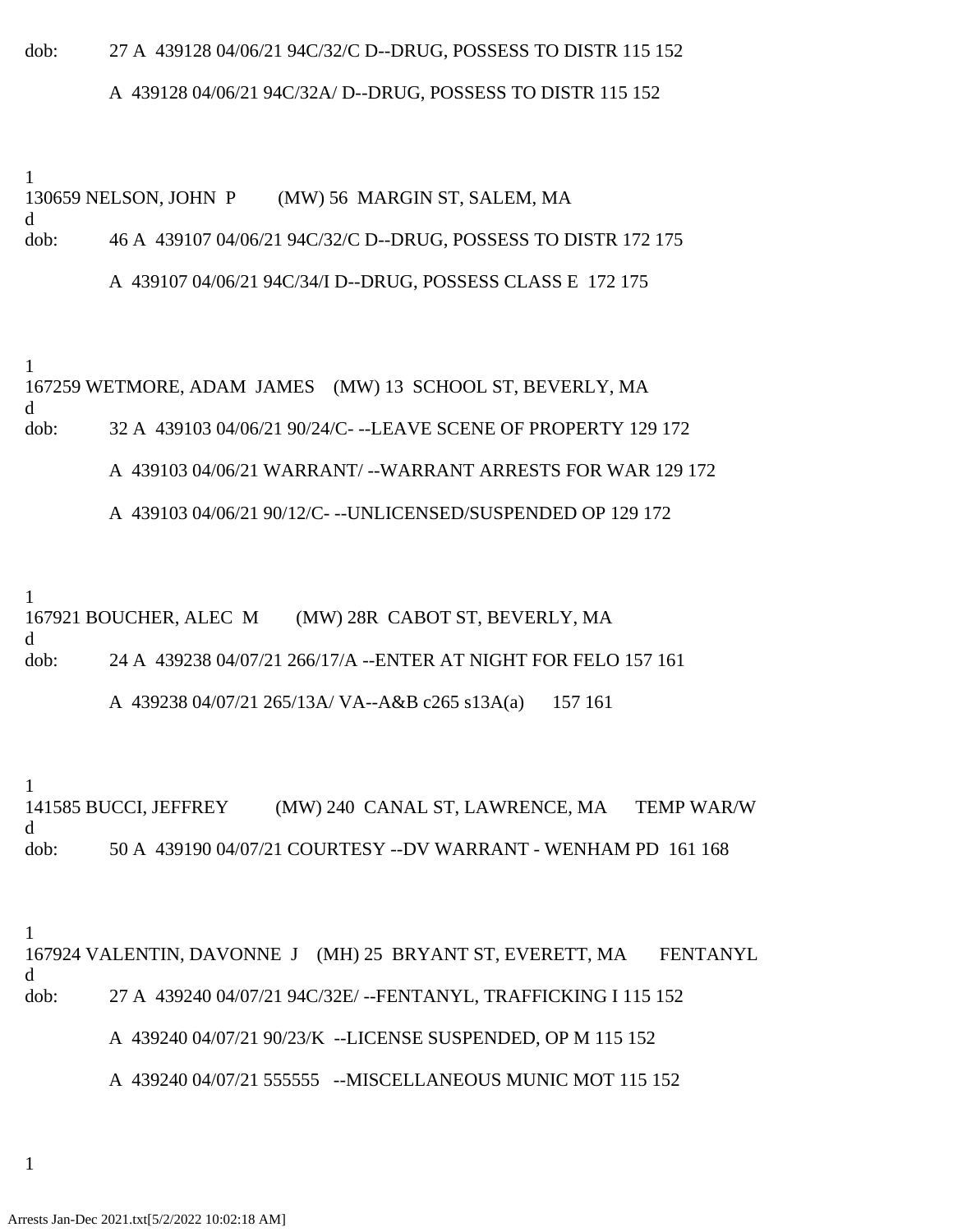dob: 27 A 439128 04/06/21 94C/32/C D--DRUG, POSSESS TO DISTR 115 152

A 439128 04/06/21 94C/32A/ D--DRUG, POSSESS TO DISTR 115 152

1
130659 NELSON, JOHN P (MW) 56 MARGIN ST, SALEM, MA
d
dob: 46 A 439107 04/06/21 94C/32/C D--DRUG, POSSESS TO DISTR 172 175

A 439107 04/06/21 94C/34/I D--DRUG, POSSESS CLASS E 172 175

1
167259 WETMORE, ADAM JAMES (MW) 13 SCHOOL ST, BEVERLY, MA
d
dob: 32 A 439103 04/06/21 90/24/C- --LEAVE SCENE OF PROPERTY 129 172

A 439103 04/06/21 WARRANT/ --WARRANT ARRESTS FOR WAR 129 172

A 439103 04/06/21 90/12/C- --UNLICENSED/SUSPENDED OP 129 172

1
167921 BOUCHER, ALEC M (MW) 28R CABOT ST, BEVERLY, MA
d
dob: 24 A 439238 04/07/21 266/17/A --ENTER AT NIGHT FOR FELO 157 161

A 439238 04/07/21 265/13A/ VA--A&B c265 s13A(a) 157 161

1
141585 BUCCI, JEFFREY (MW) 240 CANAL ST, LAWRENCE, MA TEMP WAR/W
d
dob: 50 A 439190 04/07/21 COURTESY --DV WARRANT - WENHAM PD 161 168

1
167924 VALENTIN, DAVONNE J (MH) 25 BRYANT ST, EVERETT, MA FENTANYL
d
dob: 27 A 439240 04/07/21 94C/32E/ --FENTANYL, TRAFFICKING I 115 152

A 439240 04/07/21 90/23/K --LICENSE SUSPENDED, OP M 115 152

A 439240 04/07/21 555555 --MISCELLANEOUS MUNIC MOT 115 152

1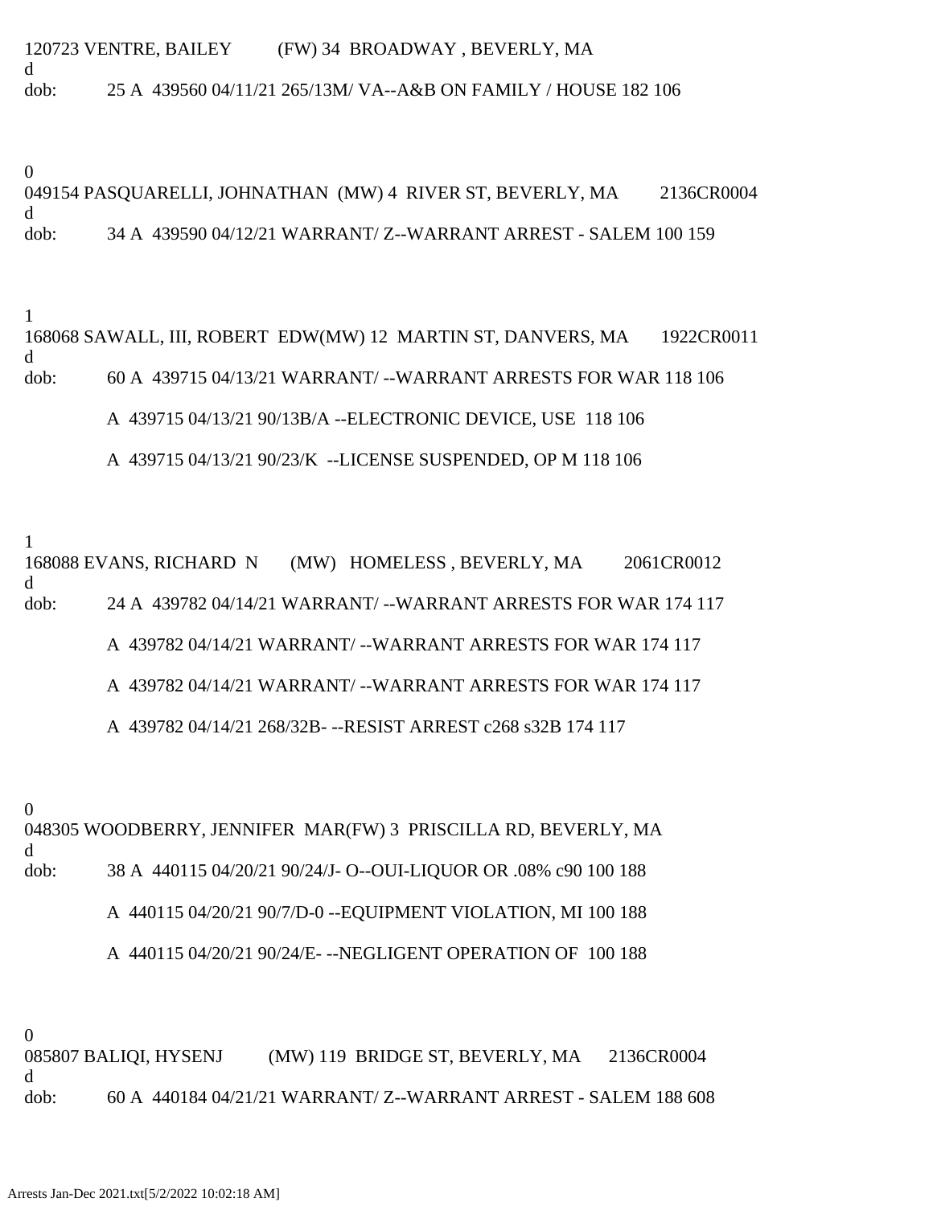120723 VENTRE, BAILEY (FW) 34 BROADWAY , BEVERLY, MA
d
dob: 25 A 439560 04/11/21 265/13M/ VA--A&B ON FAMILY / HOUSE 182 106

0
049154 PASQUARELLI, JOHNATHAN (MW) 4 RIVER ST, BEVERLY, MA 2136CR0004
d
dob: 34 A 439590 04/12/21 WARRANT/ Z--WARRANT ARREST - SALEM 100 159

1
168068 SAWALL, III, ROBERT EDW(MW) 12 MARTIN ST, DANVERS, MA 1922CR0011
d
dob: 60 A 439715 04/13/21 WARRANT/ --WARRANT ARRESTS FOR WAR 118 106

A 439715 04/13/21 90/13B/A --ELECTRONIC DEVICE, USE 118 106

A 439715 04/13/21 90/23/K --LICENSE SUSPENDED, OP M 118 106

1
168088 EVANS, RICHARD N (MW) HOMELESS , BEVERLY, MA 2061CR0012
d
dob: 24 A 439782 04/14/21 WARRANT/ --WARRANT ARRESTS FOR WAR 174 117

A 439782 04/14/21 WARRANT/ --WARRANT ARRESTS FOR WAR 174 117

A 439782 04/14/21 WARRANT/ --WARRANT ARRESTS FOR WAR 174 117

A 439782 04/14/21 268/32B- --RESIST ARREST c268 s32B 174 117

0
048305 WOODBERRY, JENNIFER MAR(FW) 3 PRISCILLA RD, BEVERLY, MA
d
dob: 38 A 440115 04/20/21 90/24/J- O--OUI-LIQUOR OR .08% c90 100 188

A 440115 04/20/21 90/7/D-0 --EQUIPMENT VIOLATION, MI 100 188

A 440115 04/20/21 90/24/E- --NEGLIGENT OPERATION OF 100 188

0
085807 BALIQI, HYSENJ (MW) 119 BRIDGE ST, BEVERLY, MA 2136CR0004
d
dob: 60 A 440184 04/21/21 WARRANT/ Z--WARRANT ARREST - SALEM 188 608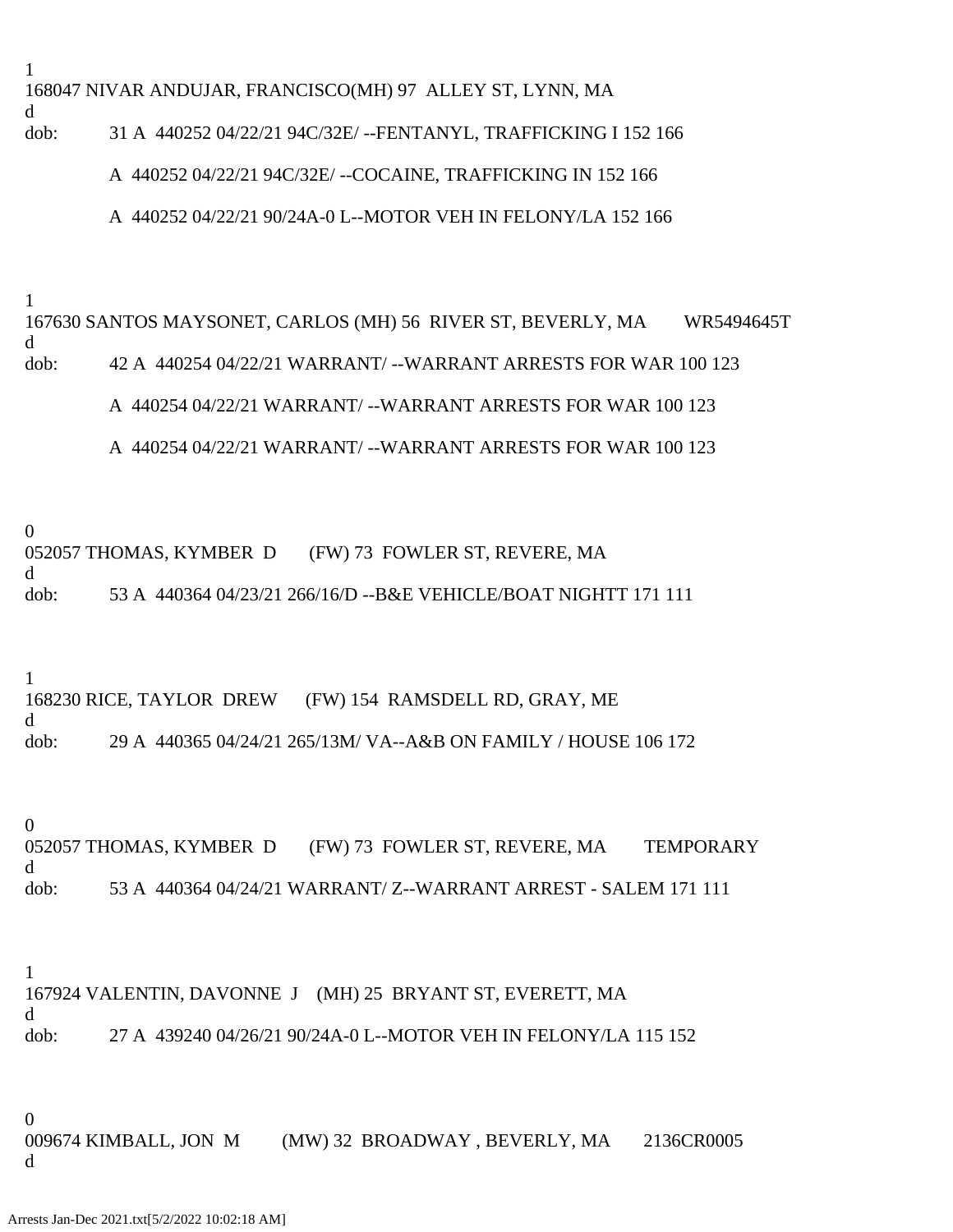1
168047 NIVAR ANDUJAR, FRANCISCO(MH) 97 ALLEY ST, LYNN, MA
d
dob: 31 A 440252 04/22/21 94C/32E/ --FENTANYL, TRAFFICKING I 152 166

A 440252 04/22/21 94C/32E/ --COCAINE, TRAFFICKING IN 152 166

A 440252 04/22/21 90/24A-0 L--MOTOR VEH IN FELONY/LA 152 166

1
167630 SANTOS MAYSONET, CARLOS (MH) 56 RIVER ST, BEVERLY, MA WR5494645T
d
dob: 42 A 440254 04/22/21 WARRANT/ --WARRANT ARRESTS FOR WAR 100 123

A 440254 04/22/21 WARRANT/ --WARRANT ARRESTS FOR WAR 100 123

A 440254 04/22/21 WARRANT/ --WARRANT ARRESTS FOR WAR 100 123

0
052057 THOMAS, KYMBER D (FW) 73 FOWLER ST, REVERE, MA
d
dob: 53 A 440364 04/23/21 266/16/D --B&E VEHICLE/BOAT NIGHTT 171 111

1
168230 RICE, TAYLOR DREW (FW) 154 RAMSDELL RD, GRAY, ME
d
dob: 29 A 440365 04/24/21 265/13M/ VA--A&B ON FAMILY / HOUSE 106 172

0
052057 THOMAS, KYMBER D (FW) 73 FOWLER ST, REVERE, MA TEMPORARY
d
dob: 53 A 440364 04/24/21 WARRANT/ Z--WARRANT ARREST - SALEM 171 111

1
167924 VALENTIN, DAVONNE J (MH) 25 BRYANT ST, EVERETT, MA
d
dob: 27 A 439240 04/26/21 90/24A-0 L--MOTOR VEH IN FELONY/LA 115 152

0
009674 KIMBALL, JON M (MW) 32 BROADWAY , BEVERLY, MA 2136CR0005
d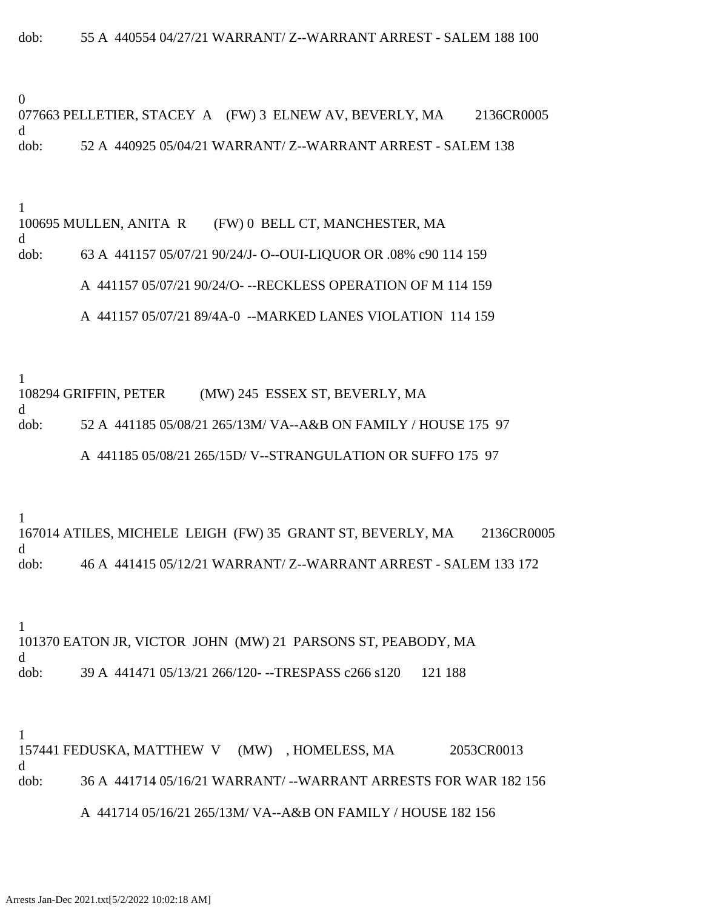dob: 55 A 440554 04/27/21 WARRANT/ Z--WARRANT ARREST - SALEM 188 100

0
077663 PELLETIER, STACEY A (FW) 3 ELNEW AV, BEVERLY, MA 2136CR0005
d
dob: 52 A 440925 05/04/21 WARRANT/ Z--WARRANT ARREST - SALEM 138

1
100695 MULLEN, ANITA R (FW) 0 BELL CT, MANCHESTER, MA
d
dob: 63 A 441157 05/07/21 90/24/J- O--OUI-LIQUOR OR .08% c90 114 159

A 441157 05/07/21 90/24/O- --RECKLESS OPERATION OF M 114 159

A 441157 05/07/21 89/4A-0 --MARKED LANES VIOLATION 114 159

1
108294 GRIFFIN, PETER (MW) 245 ESSEX ST, BEVERLY, MA
d
dob: 52 A 441185 05/08/21 265/13M/ VA--A&B ON FAMILY / HOUSE 175 97

A 441185 05/08/21 265/15D/ V--STRANGULATION OR SUFFO 175 97

1
167014 ATILES, MICHELE LEIGH (FW) 35 GRANT ST, BEVERLY, MA 2136CR0005
d
dob: 46 A 441415 05/12/21 WARRANT/ Z--WARRANT ARREST - SALEM 133 172

1
101370 EATON JR, VICTOR JOHN (MW) 21 PARSONS ST, PEABODY, MA
d
dob: 39 A 441471 05/13/21 266/120- --TRESPASS c266 s120 121 188

1
157441 FEDUSKA, MATTHEW V (MW) , HOMELESS, MA 2053CR0013
d
dob: 36 A 441714 05/16/21 WARRANT/ --WARRANT ARRESTS FOR WAR 182 156

A 441714 05/16/21 265/13M/ VA--A&B ON FAMILY / HOUSE 182 156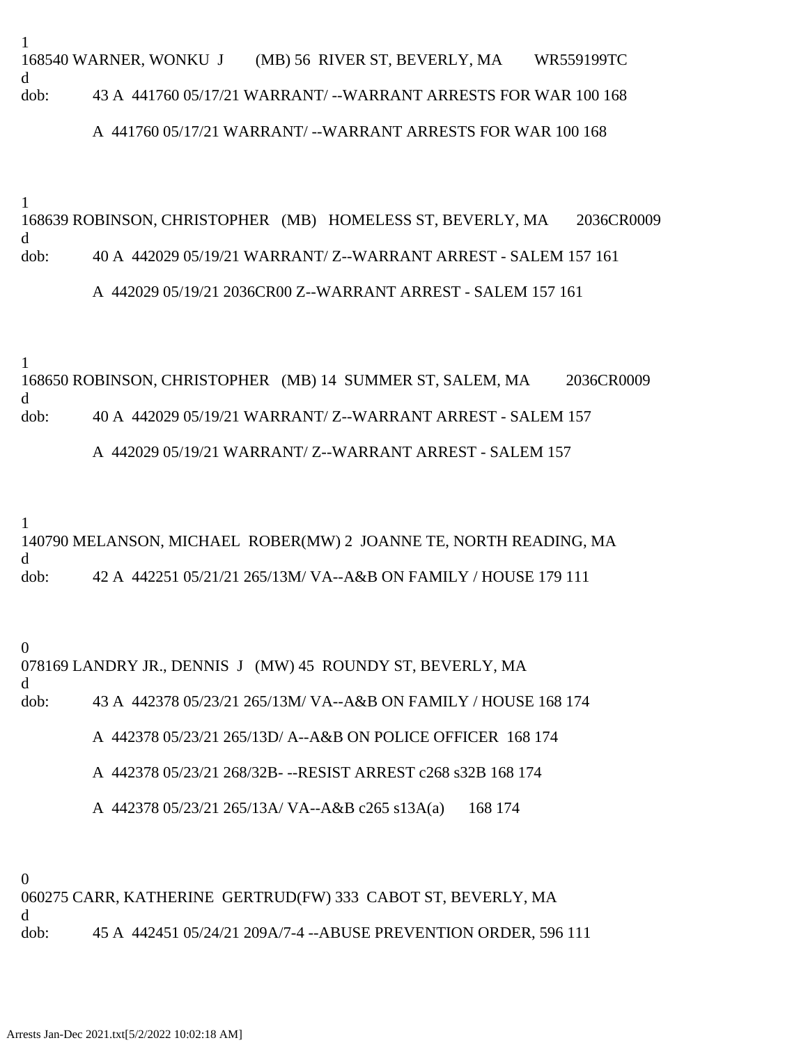1
168540 WARNER, WONKU J (MB) 56 RIVER ST, BEVERLY, MA WR559199TC
d
dob: 43 A 441760 05/17/21 WARRANT/ --WARRANT ARRESTS FOR WAR 100 168

A 441760 05/17/21 WARRANT/ --WARRANT ARRESTS FOR WAR 100 168

1
168639 ROBINSON, CHRISTOPHER (MB) HOMELESS ST, BEVERLY, MA 2036CR0009
d
dob: 40 A 442029 05/19/21 WARRANT/ Z--WARRANT ARREST - SALEM 157 161

A 442029 05/19/21 2036CR00 Z--WARRANT ARREST - SALEM 157 161

1
168650 ROBINSON, CHRISTOPHER (MB) 14 SUMMER ST, SALEM, MA 2036CR0009
d
dob: 40 A 442029 05/19/21 WARRANT/ Z--WARRANT ARREST - SALEM 157

A 442029 05/19/21 WARRANT/ Z--WARRANT ARREST - SALEM 157

1
140790 MELANSON, MICHAEL ROBER(MW) 2 JOANNE TE, NORTH READING, MA
d
dob: 42 A 442251 05/21/21 265/13M/ VA--A&B ON FAMILY / HOUSE 179 111

0
078169 LANDRY JR., DENNIS J (MW) 45 ROUNDY ST, BEVERLY, MA
d
dob: 43 A 442378 05/23/21 265/13M/ VA--A&B ON FAMILY / HOUSE 168 174

A 442378 05/23/21 265/13D/ A--A&B ON POLICE OFFICER 168 174

A 442378 05/23/21 268/32B- --RESIST ARREST c268 s32B 168 174

A 442378 05/23/21 265/13A/ VA--A&B c265 s13A(a) 168 174

0
060275 CARR, KATHERINE GERTRUD(FW) 333 CABOT ST, BEVERLY, MA
d
dob: 45 A 442451 05/24/21 209A/7-4 --ABUSE PREVENTION ORDER, 596 111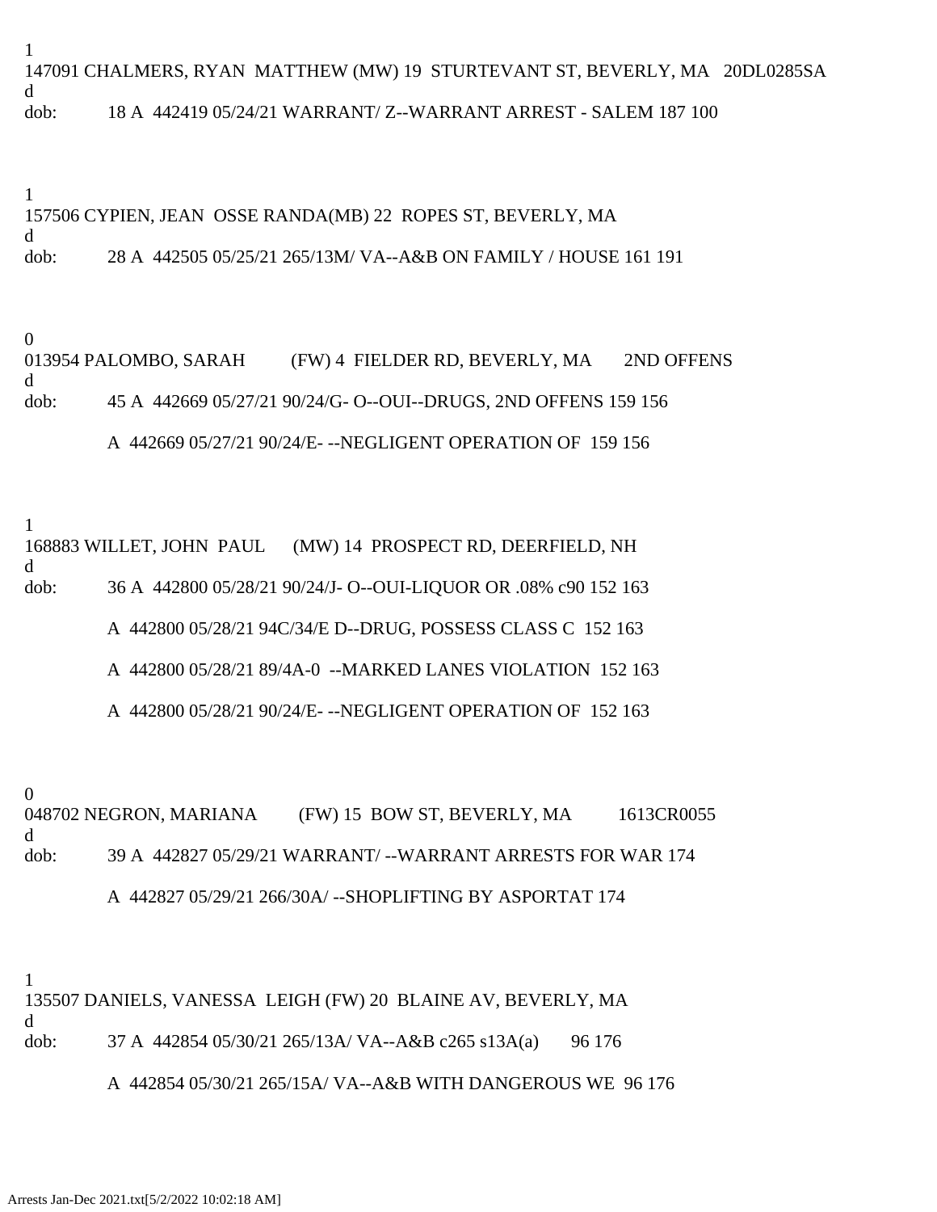1
147091 CHALMERS, RYAN MATTHEW (MW) 19 STURTEVANT ST, BEVERLY, MA 20DL0285SA
d
dob: 18 A 442419 05/24/21 WARRANT/ Z--WARRANT ARREST - SALEM 187 100

1
157506 CYPIEN, JEAN OSSE RANDA(MB) 22 ROPES ST, BEVERLY, MA
d
dob: 28 A 442505 05/25/21 265/13M/ VA--A&B ON FAMILY / HOUSE 161 191

0
013954 PALOMBO, SARAH (FW) 4 FIELDER RD, BEVERLY, MA 2ND OFFENS
d
dob: 45 A 442669 05/27/21 90/24/G- O--OUI--DRUGS, 2ND OFFENS 159 156

A 442669 05/27/21 90/24/E- --NEGLIGENT OPERATION OF 159 156

1
168883 WILLET, JOHN PAUL (MW) 14 PROSPECT RD, DEERFIELD, NH
d
dob: 36 A 442800 05/28/21 90/24/J- O--OUI-LIQUOR OR .08% c90 152 163

A 442800 05/28/21 94C/34/E D--DRUG, POSSESS CLASS C 152 163

A 442800 05/28/21 89/4A-0 --MARKED LANES VIOLATION 152 163

A 442800 05/28/21 90/24/E- --NEGLIGENT OPERATION OF 152 163

0
048702 NEGRON, MARIANA (FW) 15 BOW ST, BEVERLY, MA 1613CR0055
d
dob: 39 A 442827 05/29/21 WARRANT/ --WARRANT ARRESTS FOR WAR 174

A 442827 05/29/21 266/30A/ --SHOPLIFTING BY ASPORTAT 174

1
135507 DANIELS, VANESSA LEIGH (FW) 20 BLAINE AV, BEVERLY, MA
d
dob: 37 A 442854 05/30/21 265/13A/ VA--A&B c265 s13A(a) 96 176

A 442854 05/30/21 265/15A/ VA--A&B WITH DANGEROUS WE 96 176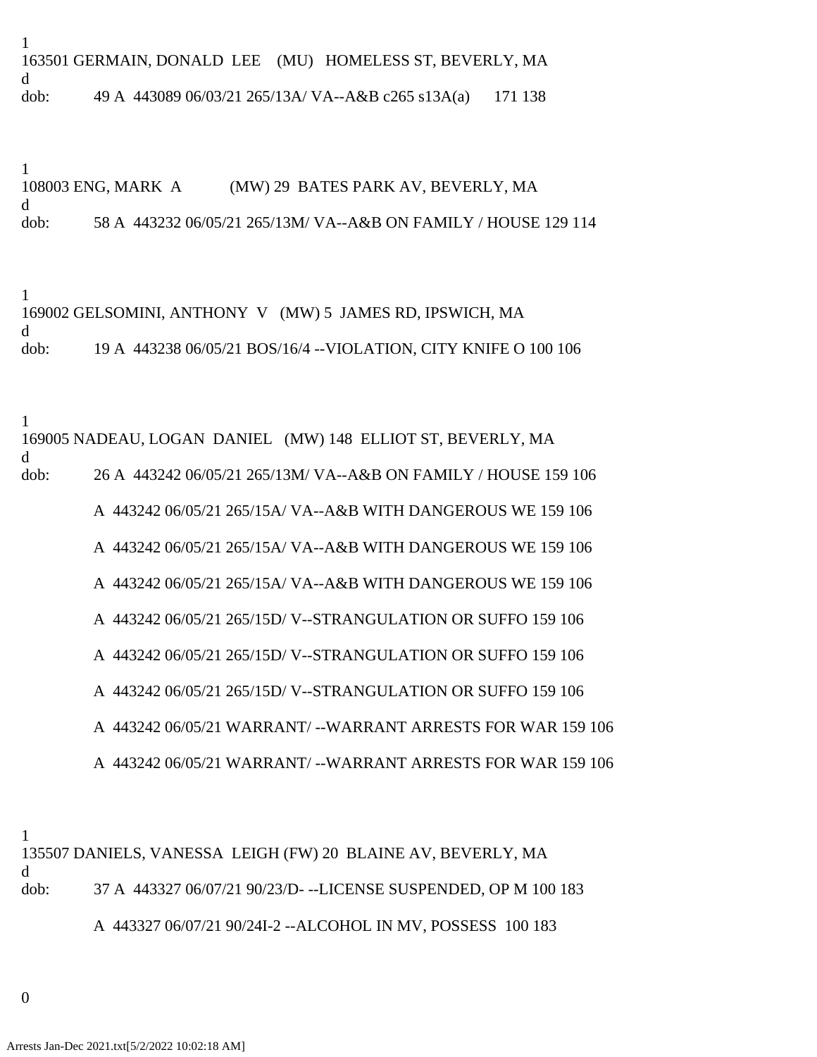1
163501 GERMAIN, DONALD LEE (MU) HOMELESS ST, BEVERLY, MA
d
dob: 49 A 443089 06/03/21 265/13A/ VA--A&B c265 s13A(a) 171 138

1
108003 ENG, MARK A (MW) 29 BATES PARK AV, BEVERLY, MA
d
dob: 58 A 443232 06/05/21 265/13M/ VA--A&B ON FAMILY / HOUSE 129 114

1
169002 GELSOMINI, ANTHONY V (MW) 5 JAMES RD, IPSWICH, MA
d
dob: 19 A 443238 06/05/21 BOS/16/4 --VIOLATION, CITY KNIFE O 100 106

1
169005 NADEAU, LOGAN DANIEL (MW) 148 ELLIOT ST, BEVERLY, MA
d
dob: 26 A 443242 06/05/21 265/13M/ VA--A&B ON FAMILY / HOUSE 159 106

A 443242 06/05/21 265/15A/ VA--A&B WITH DANGEROUS WE 159 106

A 443242 06/05/21 265/15A/ VA--A&B WITH DANGEROUS WE 159 106

A 443242 06/05/21 265/15A/ VA--A&B WITH DANGEROUS WE 159 106

A 443242 06/05/21 265/15D/ V--STRANGULATION OR SUFFO 159 106

A 443242 06/05/21 265/15D/ V--STRANGULATION OR SUFFO 159 106

A 443242 06/05/21 265/15D/ V--STRANGULATION OR SUFFO 159 106

A 443242 06/05/21 WARRANT/ --WARRANT ARRESTS FOR WAR 159 106

A 443242 06/05/21 WARRANT/ --WARRANT ARRESTS FOR WAR 159 106

1
135507 DANIELS, VANESSA LEIGH (FW) 20 BLAINE AV, BEVERLY, MA
d
dob: 37 A 443327 06/07/21 90/23/D- --LICENSE SUSPENDED, OP M 100 183

A 443327 06/07/21 90/24I-2 --ALCOHOL IN MV, POSSESS 100 183

0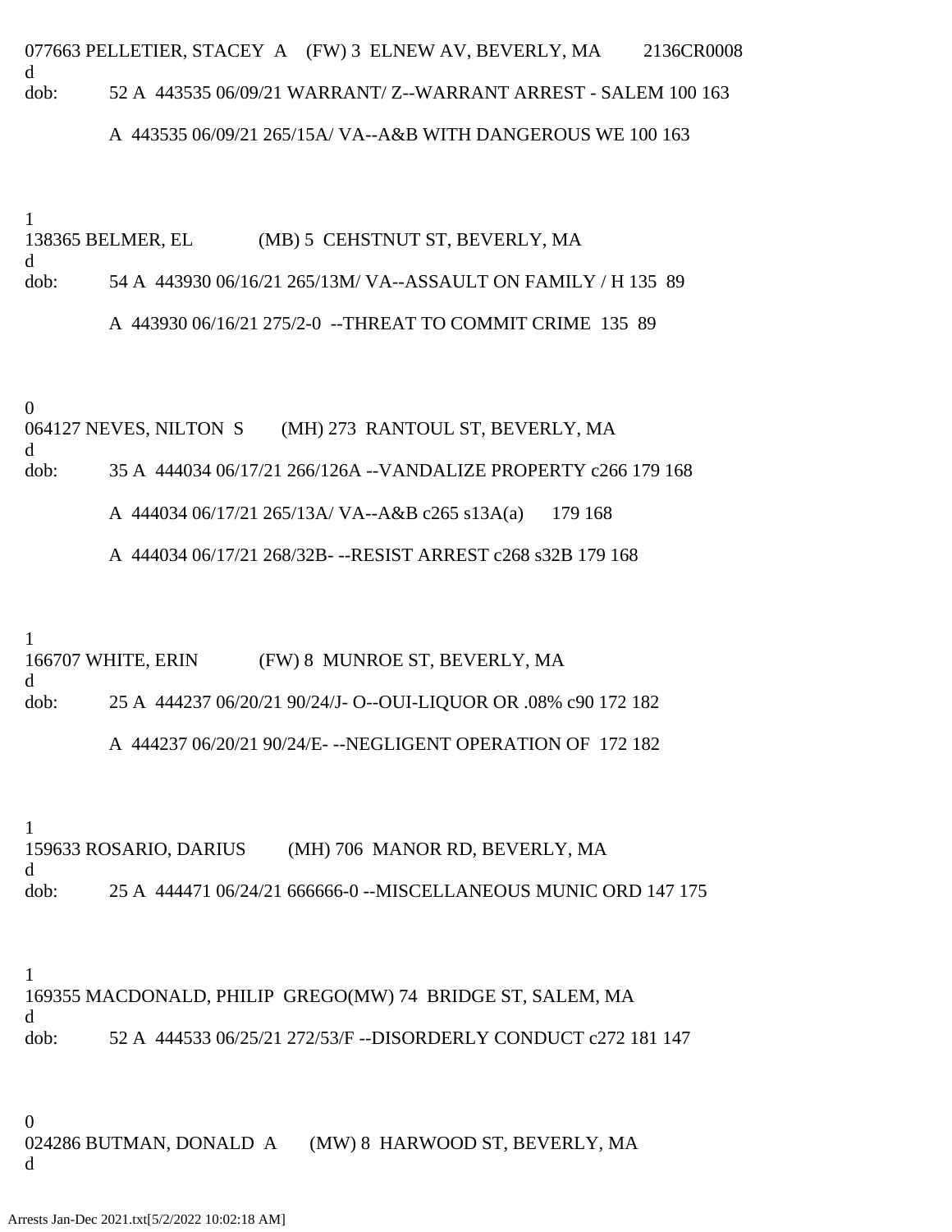077663 PELLETIER, STACEY A (FW) 3 ELNEW AV, BEVERLY, MA 2136CR0008
d
dob: 52 A 443535 06/09/21 WARRANT/ Z--WARRANT ARREST - SALEM 100 163

A 443535 06/09/21 265/15A/ VA--A&B WITH DANGEROUS WE 100 163

1
138365 BELMER, EL (MB) 5 CEHSTNUT ST, BEVERLY, MA
d
dob: 54 A 443930 06/16/21 265/13M/ VA--ASSAULT ON FAMILY / H 135 89

A 443930 06/16/21 275/2-0 --THREAT TO COMMIT CRIME 135 89

0
064127 NEVES, NILTON S (MH) 273 RANTOUL ST, BEVERLY, MA
d
dob: 35 A 444034 06/17/21 266/126A --VANDALIZE PROPERTY c266 179 168

A 444034 06/17/21 265/13A/ VA--A&B c265 s13A(a) 179 168

A 444034 06/17/21 268/32B- --RESIST ARREST c268 s32B 179 168

1
166707 WHITE, ERIN (FW) 8 MUNROE ST, BEVERLY, MA
d
dob: 25 A 444237 06/20/21 90/24/J- O--OUI-LIQUOR OR .08% c90 172 182

A 444237 06/20/21 90/24/E- --NEGLIGENT OPERATION OF 172 182

1
159633 ROSARIO, DARIUS (MH) 706 MANOR RD, BEVERLY, MA
d
dob: 25 A 444471 06/24/21 666666-0 --MISCELLANEOUS MUNIC ORD 147 175

1
169355 MACDONALD, PHILIP GREGO(MW) 74 BRIDGE ST, SALEM, MA
d
dob: 52 A 444533 06/25/21 272/53/F --DISORDERLY CONDUCT c272 181 147

0
024286 BUTMAN, DONALD A (MW) 8 HARWOOD ST, BEVERLY, MA
d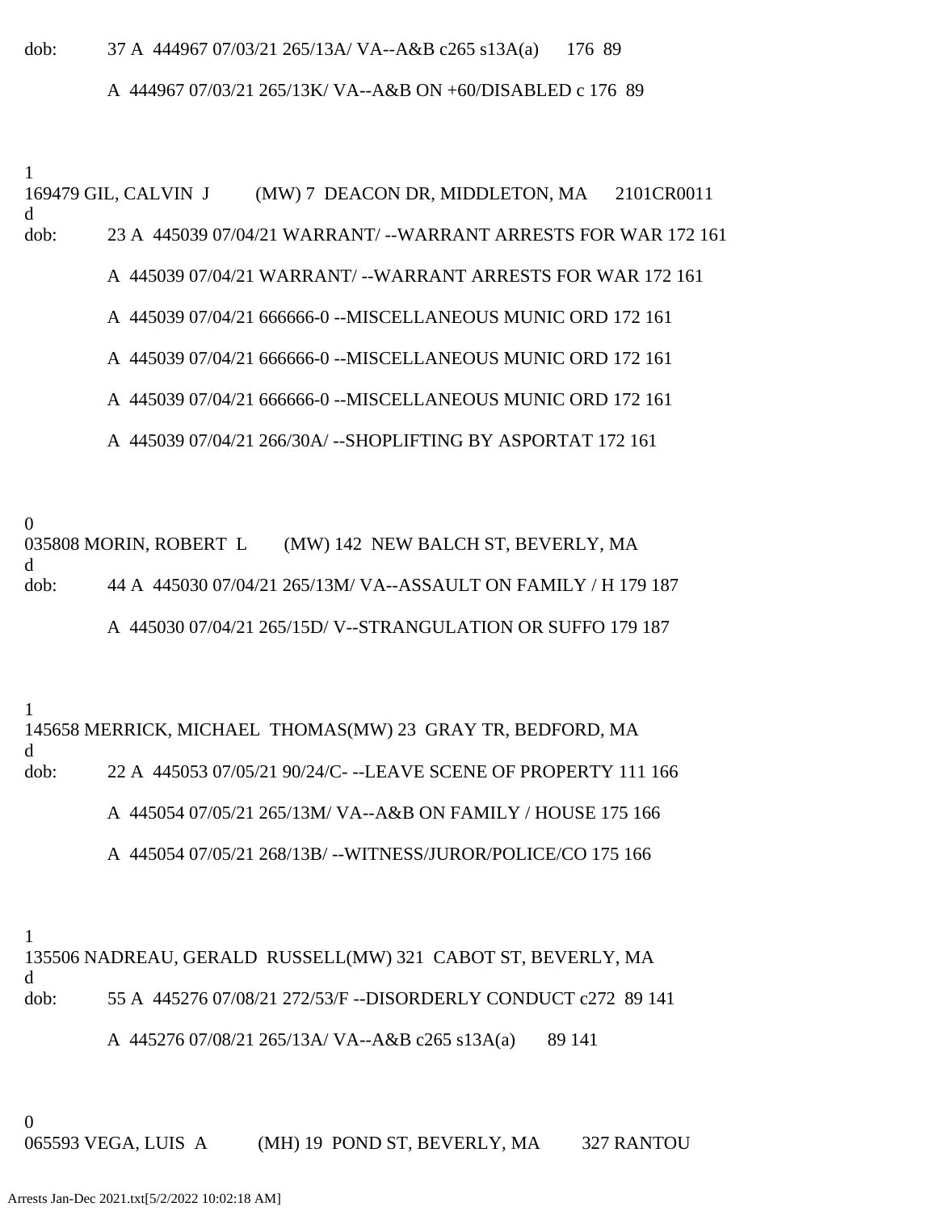dob:  37 A  444967 07/03/21 265/13A/ VA--A&B c265 s13A(a)  176  89

A  444967 07/03/21 265/13K/ VA--A&B ON +60/DISABLED c 176  89

1
169479 GIL, CALVIN  J  (MW) 7  DEACON DR, MIDDLETON, MA  2101CR0011
d
dob:  23 A  445039 07/04/21 WARRANT/ --WARRANT ARRESTS FOR WAR 172 161

A  445039 07/04/21 WARRANT/ --WARRANT ARRESTS FOR WAR 172 161

A  445039 07/04/21 666666-0 --MISCELLANEOUS MUNIC ORD 172 161

A  445039 07/04/21 666666-0 --MISCELLANEOUS MUNIC ORD 172 161

A  445039 07/04/21 666666-0 --MISCELLANEOUS MUNIC ORD 172 161

A  445039 07/04/21 266/30A/ --SHOPLIFTING BY ASPORTAT 172 161

0
035808 MORIN, ROBERT  L  (MW) 142  NEW BALCH ST, BEVERLY, MA
d
dob:  44 A  445030 07/04/21 265/13M/ VA--ASSAULT ON FAMILY / H 179 187

A  445030 07/04/21 265/15D/ V--STRANGULATION OR SUFFO 179 187

1
145658 MERRICK, MICHAEL  THOMAS(MW) 23  GRAY TR, BEDFORD, MA
d
dob:  22 A  445053 07/05/21 90/24/C- --LEAVE SCENE OF PROPERTY 111 166

A  445054 07/05/21 265/13M/ VA--A&B ON FAMILY / HOUSE 175 166

A  445054 07/05/21 268/13B/ --WITNESS/JUROR/POLICE/CO 175 166

1
135506 NADREAU, GERALD  RUSSELL(MW) 321  CABOT ST, BEVERLY, MA
d
dob:  55 A  445276 07/08/21 272/53/F --DISORDERLY CONDUCT c272  89 141

A  445276 07/08/21 265/13A/ VA--A&B c265 s13A(a)  89 141

0
065593 VEGA, LUIS  A  (MH) 19  POND ST, BEVERLY, MA  327 RANTOU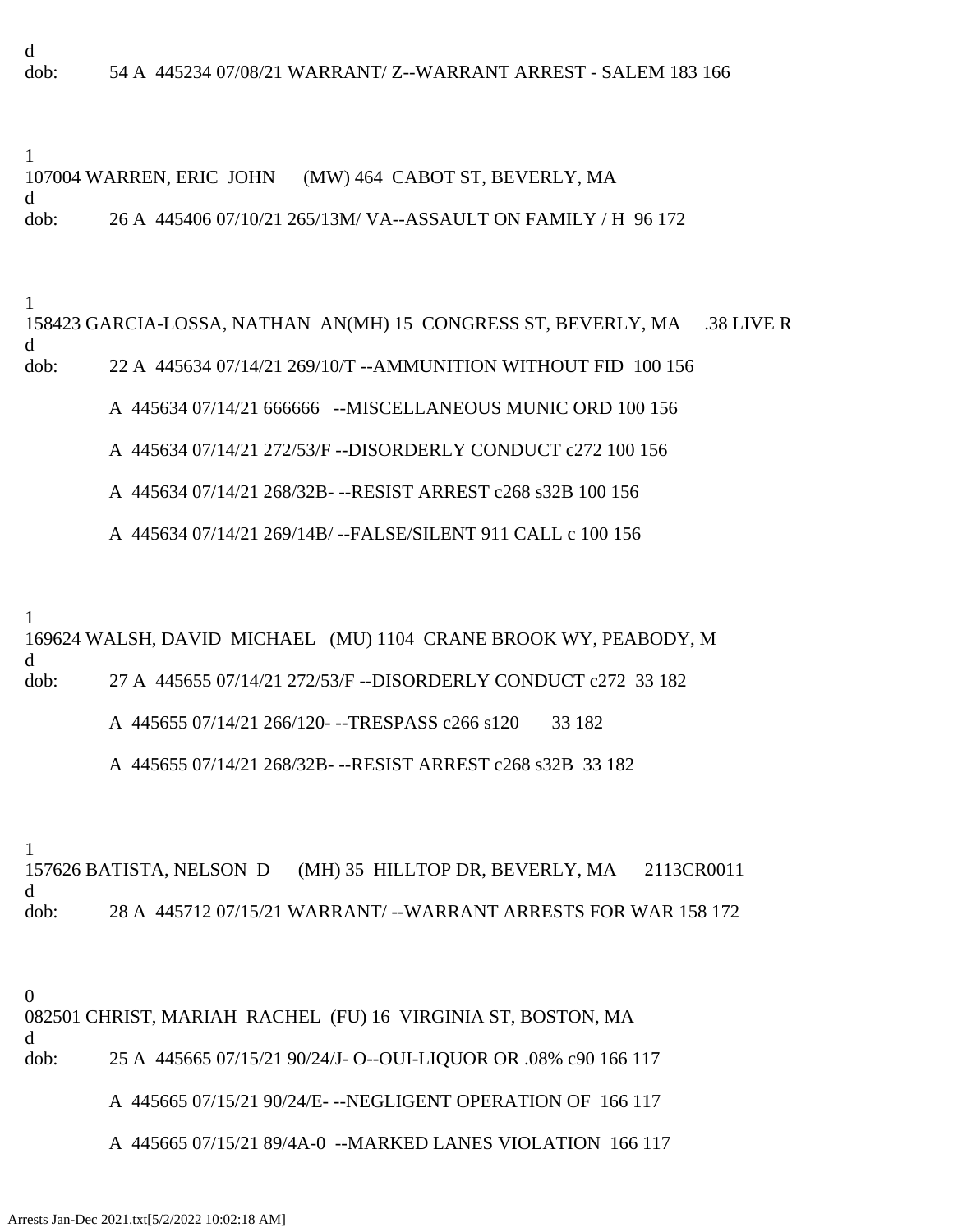d
dob: 54 A 445234 07/08/21 WARRANT/ Z--WARRANT ARREST - SALEM 183 166

1
107004 WARREN, ERIC JOHN (MW) 464 CABOT ST, BEVERLY, MA
d
dob: 26 A 445406 07/10/21 265/13M/ VA--ASSAULT ON FAMILY / H 96 172

1
158423 GARCIA-LOSSA, NATHAN AN(MH) 15 CONGRESS ST, BEVERLY, MA .38 LIVE R
d
dob: 22 A 445634 07/14/21 269/10/T --AMMUNITION WITHOUT FID 100 156

A 445634 07/14/21 666666 --MISCELLANEOUS MUNIC ORD 100 156

A 445634 07/14/21 272/53/F --DISORDERLY CONDUCT c272 100 156

A 445634 07/14/21 268/32B- --RESIST ARREST c268 s32B 100 156

A 445634 07/14/21 269/14B/ --FALSE/SILENT 911 CALL c 100 156

1
169624 WALSH, DAVID MICHAEL (MU) 1104 CRANE BROOK WY, PEABODY, M
d
dob: 27 A 445655 07/14/21 272/53/F --DISORDERLY CONDUCT c272 33 182

A 445655 07/14/21 266/120- --TRESPASS c266 s120 33 182

A 445655 07/14/21 268/32B- --RESIST ARREST c268 s32B 33 182

1
157626 BATISTA, NELSON D (MH) 35 HILLTOP DR, BEVERLY, MA 2113CR0011
d
dob: 28 A 445712 07/15/21 WARRANT/ --WARRANT ARRESTS FOR WAR 158 172

0
082501 CHRIST, MARIAH RACHEL (FU) 16 VIRGINIA ST, BOSTON, MA
d
dob: 25 A 445665 07/15/21 90/24/J- O--OUI-LIQUOR OR .08% c90 166 117

A 445665 07/15/21 90/24/E- --NEGLIGENT OPERATION OF 166 117

A 445665 07/15/21 89/4A-0 --MARKED LANES VIOLATION 166 117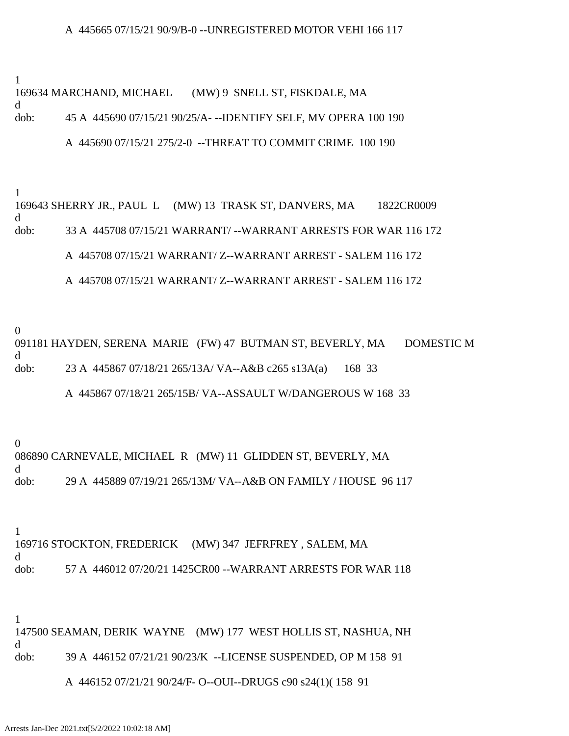A  445665 07/15/21 90/9/B-0 --UNREGISTERED MOTOR VEHI 166 117

1
169634 MARCHAND, MICHAEL       (MW) 9  SNELL ST, FISKDALE, MA
d
dob:          45 A  445690 07/15/21 90/25/A- --IDENTIFY SELF, MV OPERA 100 190

A  445690 07/15/21 275/2-0  --THREAT TO COMMIT CRIME  100 190

1
169643 SHERRY JR., PAUL  L     (MW) 13  TRASK ST, DANVERS, MA        1822CR0009
d
dob:          33 A  445708 07/15/21 WARRANT/ --WARRANT ARRESTS FOR WAR 116 172

A  445708 07/15/21 WARRANT/ Z--WARRANT ARREST - SALEM 116 172

A  445708 07/15/21 WARRANT/ Z--WARRANT ARREST - SALEM 116 172

0
091181 HAYDEN, SERENA  MARIE   (FW) 47  BUTMAN ST, BEVERLY, MA       DOMESTIC M
d
dob:          23 A  445867 07/18/21 265/13A/ VA--A&B c265 s13A(a)      168  33

A  445867 07/18/21 265/15B/ VA--ASSAULT W/DANGEROUS W 168  33

0
086890 CARNEVALE, MICHAEL  R   (MW) 11  GLIDDEN ST, BEVERLY, MA
d
dob:          29 A  445889 07/19/21 265/13M/ VA--A&B ON FAMILY / HOUSE  96 117

1
169716 STOCKTON, FREDERICK     (MW) 347  JEFRFREY , SALEM, MA
d
dob:          57 A  446012 07/20/21 1425CR00 --WARRANT ARRESTS FOR WAR 118

1
147500 SEAMAN, DERIK  WAYNE    (MW) 177  WEST HOLLIS ST, NASHUA, NH
d
dob:          39 A  446152 07/21/21 90/23/K  --LICENSE SUSPENDED, OP M 158  91

A  446152 07/21/21 90/24/F- O--OUI--DRUGS c90 s24(1)( 158  91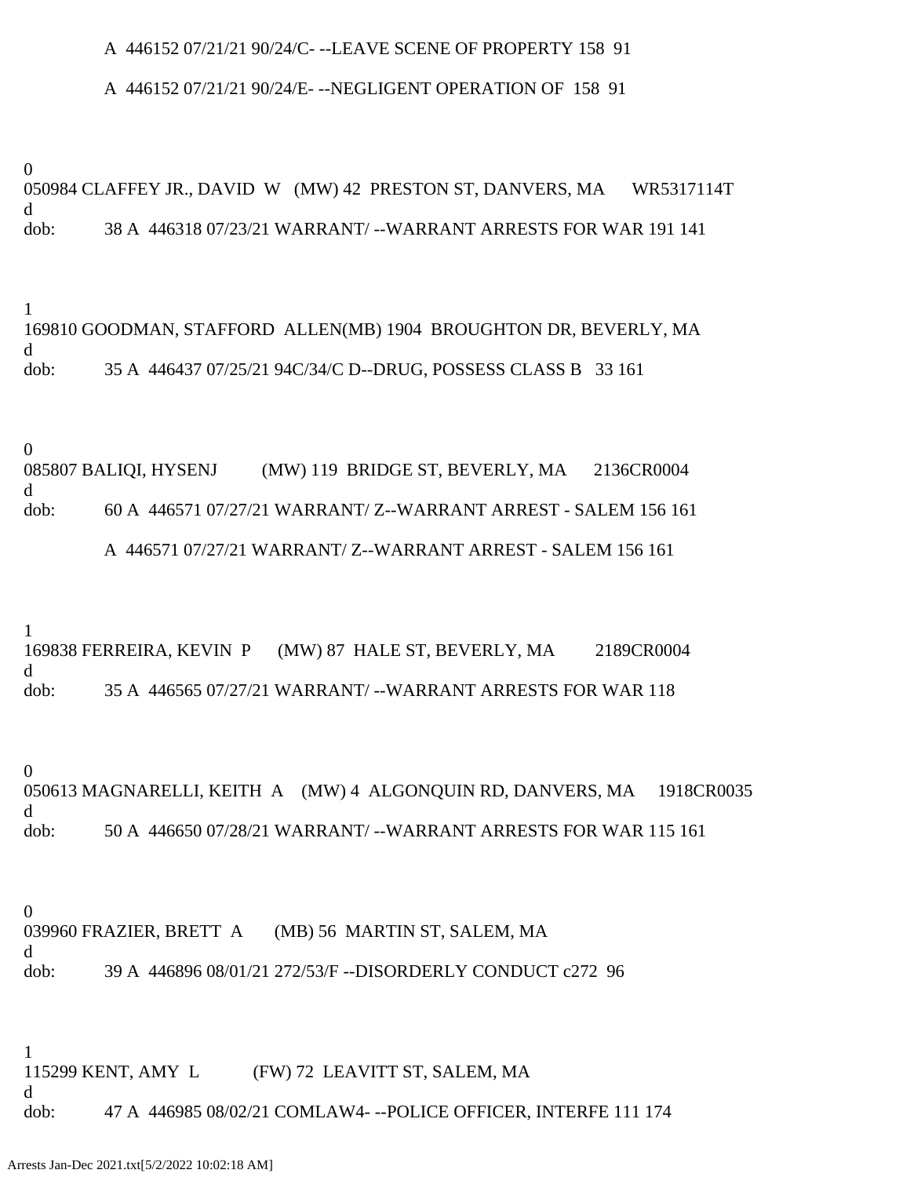A  446152 07/21/21 90/24/C- --LEAVE SCENE OF PROPERTY 158  91

A  446152 07/21/21 90/24/E- --NEGLIGENT OPERATION OF  158  91

0
050984 CLAFFEY JR., DAVID  W   (MW) 42  PRESTON ST, DANVERS, MA      WR5317114T
d
dob:          38 A  446318 07/23/21 WARRANT/ --WARRANT ARRESTS FOR WAR 191 141

1
169810 GOODMAN, STAFFORD  ALLEN(MB) 1904  BROUGHTON DR, BEVERLY, MA
d
dob:          35 A  446437 07/25/21 94C/34/C D--DRUG, POSSESS CLASS B   33 161

0
085807 BALIQI, HYSENJ         (MW) 119  BRIDGE ST, BEVERLY, MA      2136CR0004
d
dob:          60 A  446571 07/27/21 WARRANT/ Z--WARRANT ARREST - SALEM 156 161

A  446571 07/27/21 WARRANT/ Z--WARRANT ARREST - SALEM 156 161

1
169838 FERREIRA, KEVIN  P      (MW) 87  HALE ST, BEVERLY, MA         2189CR0004
d
dob:          35 A  446565 07/27/21 WARRANT/ --WARRANT ARRESTS FOR WAR 118

0
050613 MAGNARELLI, KEITH  A    (MW) 4  ALGONQUIN RD, DANVERS, MA     1918CR0035
d
dob:          50 A  446650 07/28/21 WARRANT/ --WARRANT ARRESTS FOR WAR 115 161

0
039960 FRAZIER, BRETT  A       (MB) 56  MARTIN ST, SALEM, MA
d
dob:          39 A  446896 08/01/21 272/53/F --DISORDERLY CONDUCT c272  96

1
115299 KENT, AMY  L            (FW) 72  LEAVITT ST, SALEM, MA
d
dob:          47 A  446985 08/02/21 COMLAW4- --POLICE OFFICER, INTERFE 111 174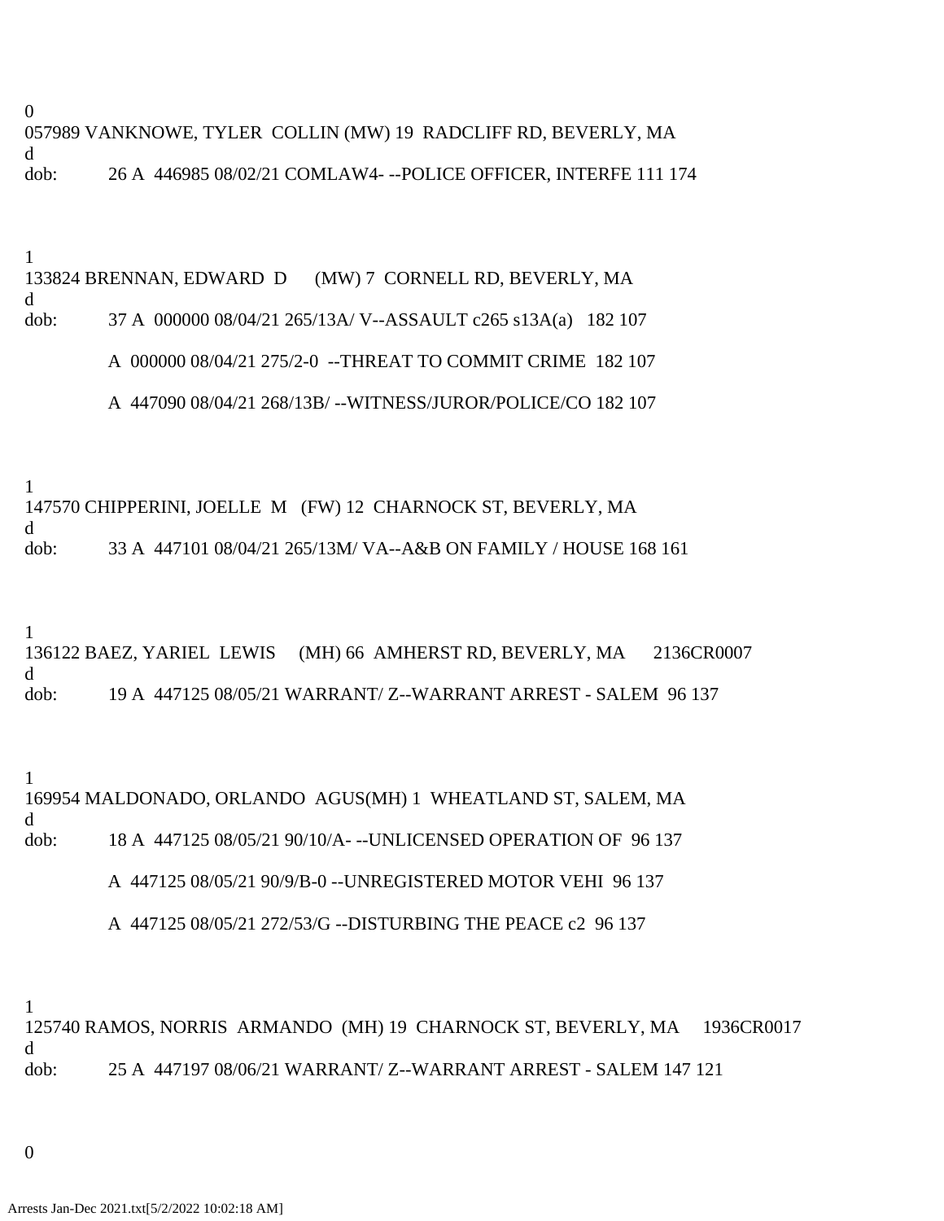0

057989 VANKNOWE, TYLER COLLIN (MW) 19 RADCLIFF RD, BEVERLY, MA

d

dob: 26 A 446985 08/02/21 COMLAW4- --POLICE OFFICER, INTERFE 111 174

1

133824 BRENNAN, EDWARD D (MW) 7 CORNELL RD, BEVERLY, MA

d

dob: 37 A 000000 08/04/21 265/13A/ V--ASSAULT c265 s13A(a) 182 107

A 000000 08/04/21 275/2-0 --THREAT TO COMMIT CRIME 182 107

A 447090 08/04/21 268/13B/ --WITNESS/JUROR/POLICE/CO 182 107

1

147570 CHIPPERINI, JOELLE M (FW) 12 CHARNOCK ST, BEVERLY, MA

d

dob: 33 A 447101 08/04/21 265/13M/ VA--A&B ON FAMILY / HOUSE 168 161

1

136122 BAEZ, YARIEL LEWIS (MH) 66 AMHERST RD, BEVERLY, MA 2136CR0007

d

dob: 19 A 447125 08/05/21 WARRANT/ Z--WARRANT ARREST - SALEM 96 137

1

169954 MALDONADO, ORLANDO AGUS(MH) 1 WHEATLAND ST, SALEM, MA

d

dob: 18 A 447125 08/05/21 90/10/A- --UNLICENSED OPERATION OF 96 137

A 447125 08/05/21 90/9/B-0 --UNREGISTERED MOTOR VEHI 96 137

A 447125 08/05/21 272/53/G --DISTURBING THE PEACE c2 96 137

1

125740 RAMOS, NORRIS ARMANDO (MH) 19 CHARNOCK ST, BEVERLY, MA 1936CR0017

d

dob: 25 A 447197 08/06/21 WARRANT/ Z--WARRANT ARREST - SALEM 147 121

0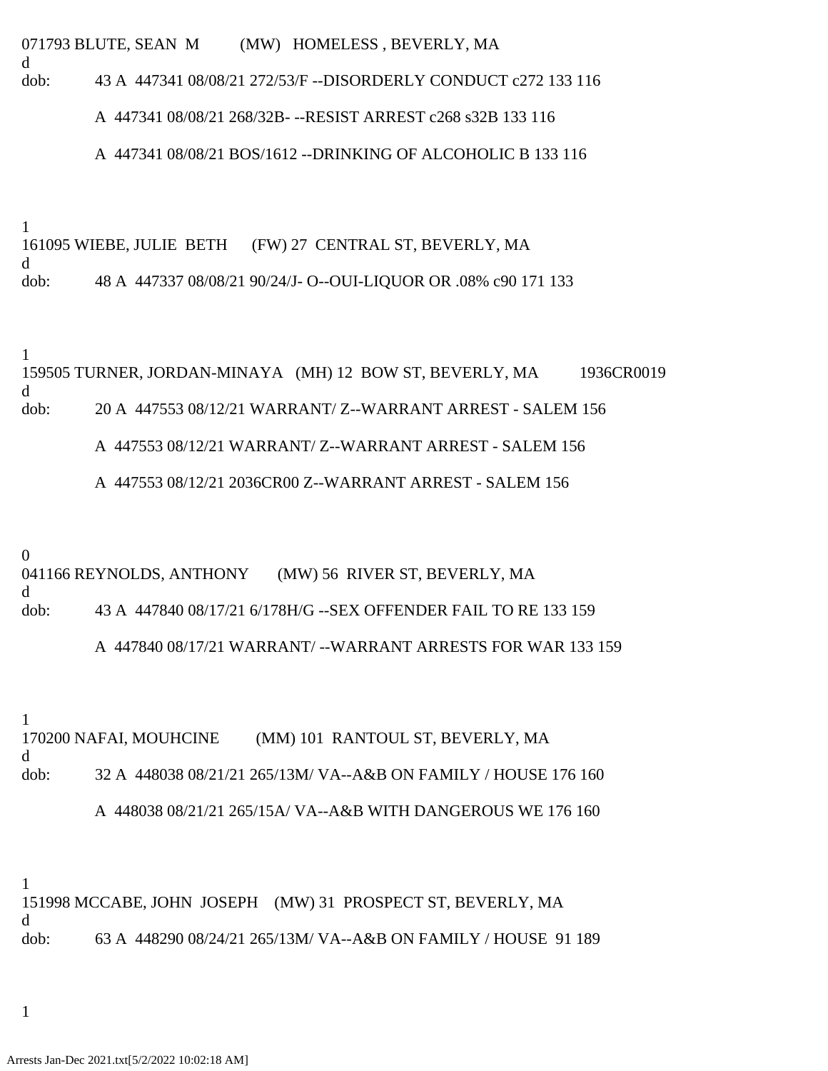071793 BLUTE, SEAN M (MW) HOMELESS , BEVERLY, MA
d
dob: 43 A 447341 08/08/21 272/53/F --DISORDERLY CONDUCT c272 133 116

A 447341 08/08/21 268/32B- --RESIST ARREST c268 s32B 133 116

A 447341 08/08/21 BOS/1612 --DRINKING OF ALCOHOLIC B 133 116

1
161095 WIEBE, JULIE BETH (FW) 27 CENTRAL ST, BEVERLY, MA
d
dob: 48 A 447337 08/08/21 90/24/J- O--OUI-LIQUOR OR .08% c90 171 133

1
159505 TURNER, JORDAN-MINAYA (MH) 12 BOW ST, BEVERLY, MA 1936CR0019
d
dob: 20 A 447553 08/12/21 WARRANT/ Z--WARRANT ARREST - SALEM 156

A 447553 08/12/21 WARRANT/ Z--WARRANT ARREST - SALEM 156

A 447553 08/12/21 2036CR00 Z--WARRANT ARREST - SALEM 156

0
041166 REYNOLDS, ANTHONY (MW) 56 RIVER ST, BEVERLY, MA
d
dob: 43 A 447840 08/17/21 6/178H/G --SEX OFFENDER FAIL TO RE 133 159

A 447840 08/17/21 WARRANT/ --WARRANT ARRESTS FOR WAR 133 159

1
170200 NAFAI, MOUHCINE (MM) 101 RANTOUL ST, BEVERLY, MA
d
dob: 32 A 448038 08/21/21 265/13M/ VA--A&B ON FAMILY / HOUSE 176 160

A 448038 08/21/21 265/15A/ VA--A&B WITH DANGEROUS WE 176 160

1
151998 MCCABE, JOHN JOSEPH (MW) 31 PROSPECT ST, BEVERLY, MA
d
dob: 63 A 448290 08/24/21 265/13M/ VA--A&B ON FAMILY / HOUSE 91 189

1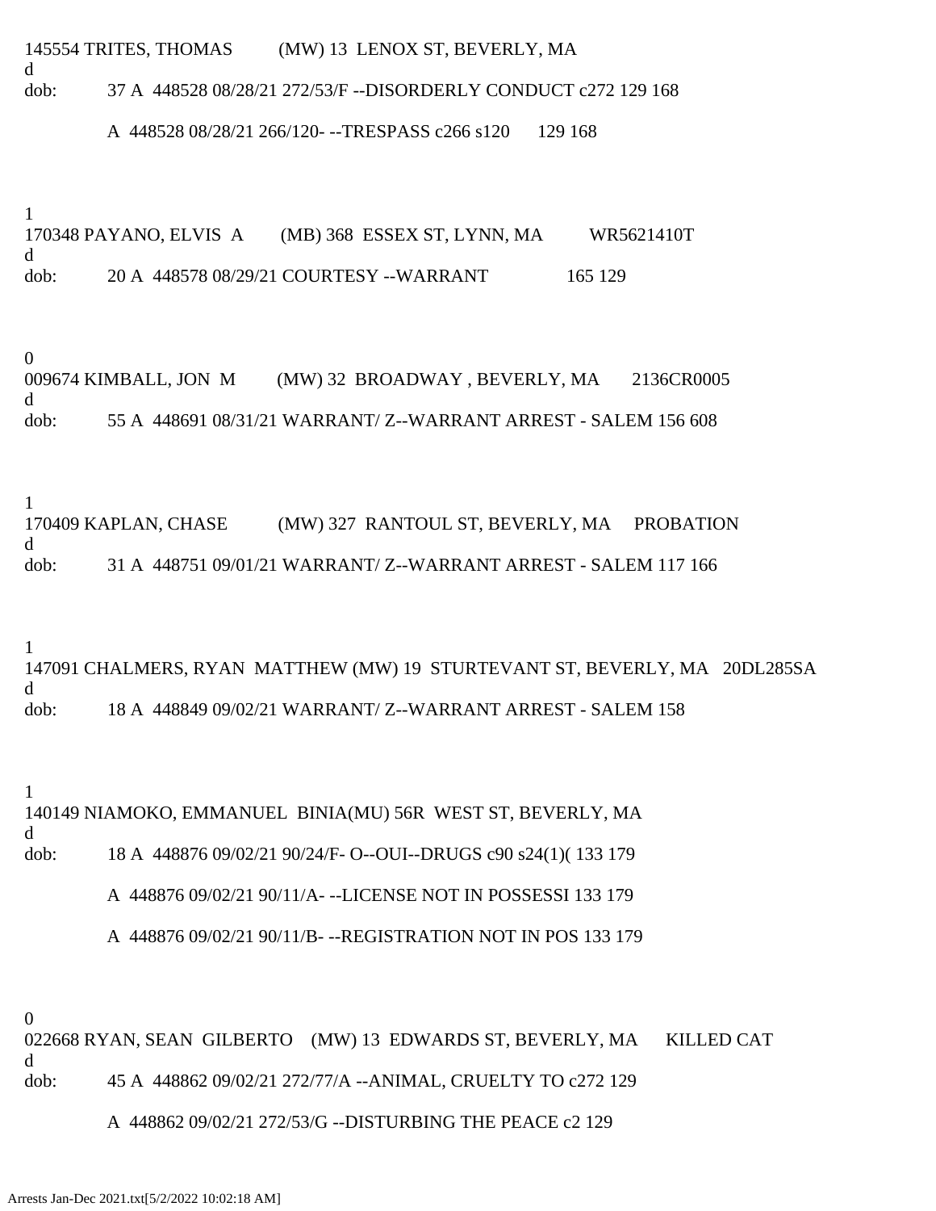145554 TRITES, THOMAS (MW) 13 LENOX ST, BEVERLY, MA
d
dob: 37 A 448528 08/28/21 272/53/F --DISORDERLY CONDUCT c272 129 168

A 448528 08/28/21 266/120- --TRESPASS c266 s120 129 168

1
170348 PAYANO, ELVIS A (MB) 368 ESSEX ST, LYNN, MA WR5621410T
d
dob: 20 A 448578 08/29/21 COURTESY --WARRANT 165 129

0
009674 KIMBALL, JON M (MW) 32 BROADWAY , BEVERLY, MA 2136CR0005
d
dob: 55 A 448691 08/31/21 WARRANT/ Z--WARRANT ARREST - SALEM 156 608

1
170409 KAPLAN, CHASE (MW) 327 RANTOUL ST, BEVERLY, MA PROBATION
d
dob: 31 A 448751 09/01/21 WARRANT/ Z--WARRANT ARREST - SALEM 117 166

1
147091 CHALMERS, RYAN MATTHEW (MW) 19 STURTEVANT ST, BEVERLY, MA 20DL285SA
d
dob: 18 A 448849 09/02/21 WARRANT/ Z--WARRANT ARREST - SALEM 158

1
140149 NIAMOKO, EMMANUEL BINIA(MU) 56R WEST ST, BEVERLY, MA
d
dob: 18 A 448876 09/02/21 90/24/F- O--OUI--DRUGS c90 s24(1)( 133 179

A 448876 09/02/21 90/11/A- --LICENSE NOT IN POSSESSI 133 179

A 448876 09/02/21 90/11/B- --REGISTRATION NOT IN POS 133 179

0
022668 RYAN, SEAN GILBERTO (MW) 13 EDWARDS ST, BEVERLY, MA KILLED CAT
d
dob: 45 A 448862 09/02/21 272/77/A --ANIMAL, CRUELTY TO c272 129

A 448862 09/02/21 272/53/G --DISTURBING THE PEACE c2 129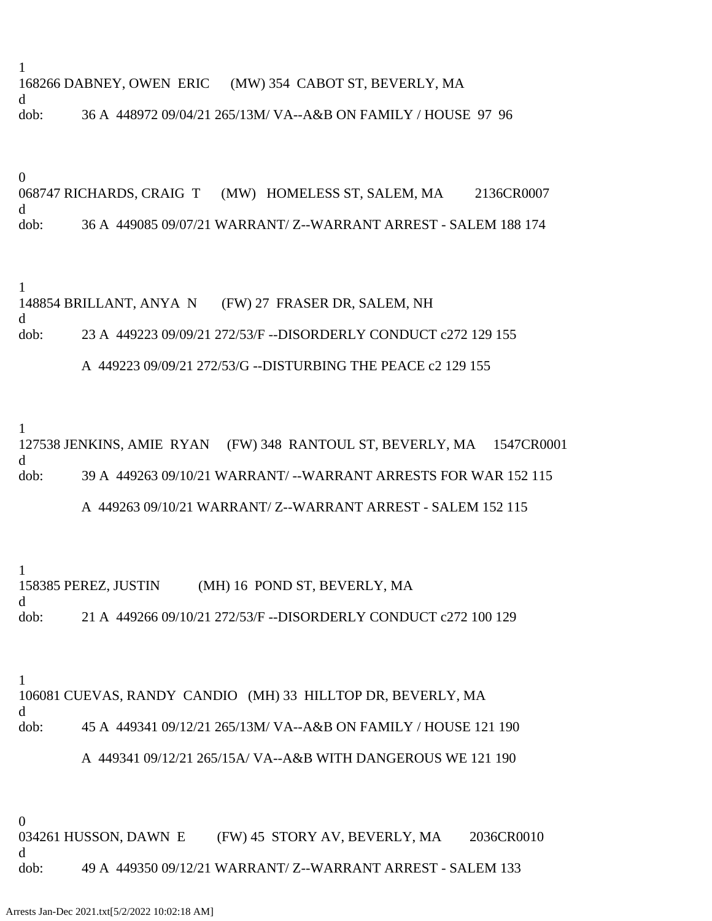1
168266 DABNEY, OWEN  ERIC      (MW) 354  CABOT ST, BEVERLY, MA
d
dob:          36 A  448972 09/04/21 265/13M/ VA--A&B ON FAMILY / HOUSE  97  96

0
068747 RICHARDS, CRAIG  T      (MW)   HOMELESS ST, SALEM, MA         2136CR0007
d
dob:          36 A  449085 09/07/21 WARRANT/ Z--WARRANT ARREST - SALEM 188 174

1
148854 BRILLANT, ANYA  N       (FW) 27  FRASER DR, SALEM, NH
d
dob:          23 A  449223 09/09/21 272/53/F --DISORDERLY CONDUCT c272 129 155

A  449223 09/09/21 272/53/G --DISTURBING THE PEACE c2 129 155

1
127538 JENKINS, AMIE  RYAN     (FW) 348  RANTOUL ST, BEVERLY, MA     1547CR0001
d
dob:          39 A  449263 09/10/21 WARRANT/ --WARRANT ARRESTS FOR WAR 152 115

A  449263 09/10/21 WARRANT/ Z--WARRANT ARREST - SALEM 152 115

1
158385 PEREZ, JUSTIN           (MH) 16  POND ST, BEVERLY, MA
d
dob:          21 A  449266 09/10/21 272/53/F --DISORDERLY CONDUCT c272 100 129

1
106081 CUEVAS, RANDY  CANDIO   (MH) 33  HILLTOP DR, BEVERLY, MA
d
dob:          45 A  449341 09/12/21 265/13M/ VA--A&B ON FAMILY / HOUSE 121 190

A  449341 09/12/21 265/15A/ VA--A&B WITH DANGEROUS WE 121 190

0
034261 HUSSON, DAWN  E         (FW) 45  STORY AV, BEVERLY, MA        2036CR0010
d
dob:          49 A  449350 09/12/21 WARRANT/ Z--WARRANT ARREST - SALEM 133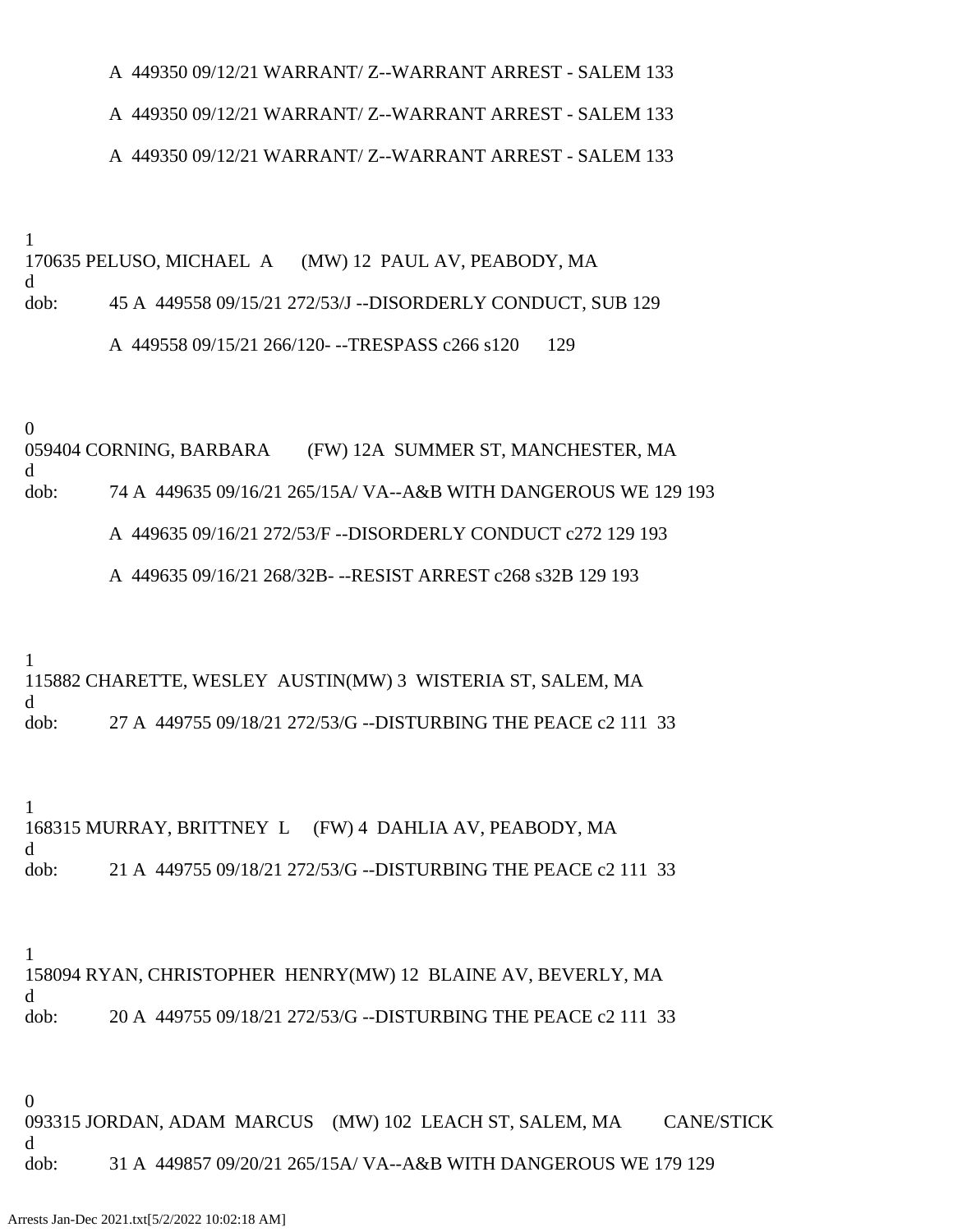A 449350 09/12/21 WARRANT/ Z--WARRANT ARREST - SALEM 133

A 449350 09/12/21 WARRANT/ Z--WARRANT ARREST - SALEM 133

A 449350 09/12/21 WARRANT/ Z--WARRANT ARREST - SALEM 133

1
170635 PELUSO, MICHAEL A (MW) 12 PAUL AV, PEABODY, MA
d
dob: 45 A 449558 09/15/21 272/53/J --DISORDERLY CONDUCT, SUB 129

A 449558 09/15/21 266/120- --TRESPASS c266 s120 129

0
059404 CORNING, BARBARA (FW) 12A SUMMER ST, MANCHESTER, MA
d
dob: 74 A 449635 09/16/21 265/15A/ VA--A&B WITH DANGEROUS WE 129 193

A 449635 09/16/21 272/53/F --DISORDERLY CONDUCT c272 129 193

A 449635 09/16/21 268/32B- --RESIST ARREST c268 s32B 129 193

1
115882 CHARETTE, WESLEY AUSTIN(MW) 3 WISTERIA ST, SALEM, MA
d
dob: 27 A 449755 09/18/21 272/53/G --DISTURBING THE PEACE c2 111 33

1
168315 MURRAY, BRITTNEY L (FW) 4 DAHLIA AV, PEABODY, MA
d
dob: 21 A 449755 09/18/21 272/53/G --DISTURBING THE PEACE c2 111 33

1
158094 RYAN, CHRISTOPHER HENRY(MW) 12 BLAINE AV, BEVERLY, MA
d
dob: 20 A 449755 09/18/21 272/53/G --DISTURBING THE PEACE c2 111 33

0
093315 JORDAN, ADAM MARCUS (MW) 102 LEACH ST, SALEM, MA CANE/STICK
d
dob: 31 A 449857 09/20/21 265/15A/ VA--A&B WITH DANGEROUS WE 179 129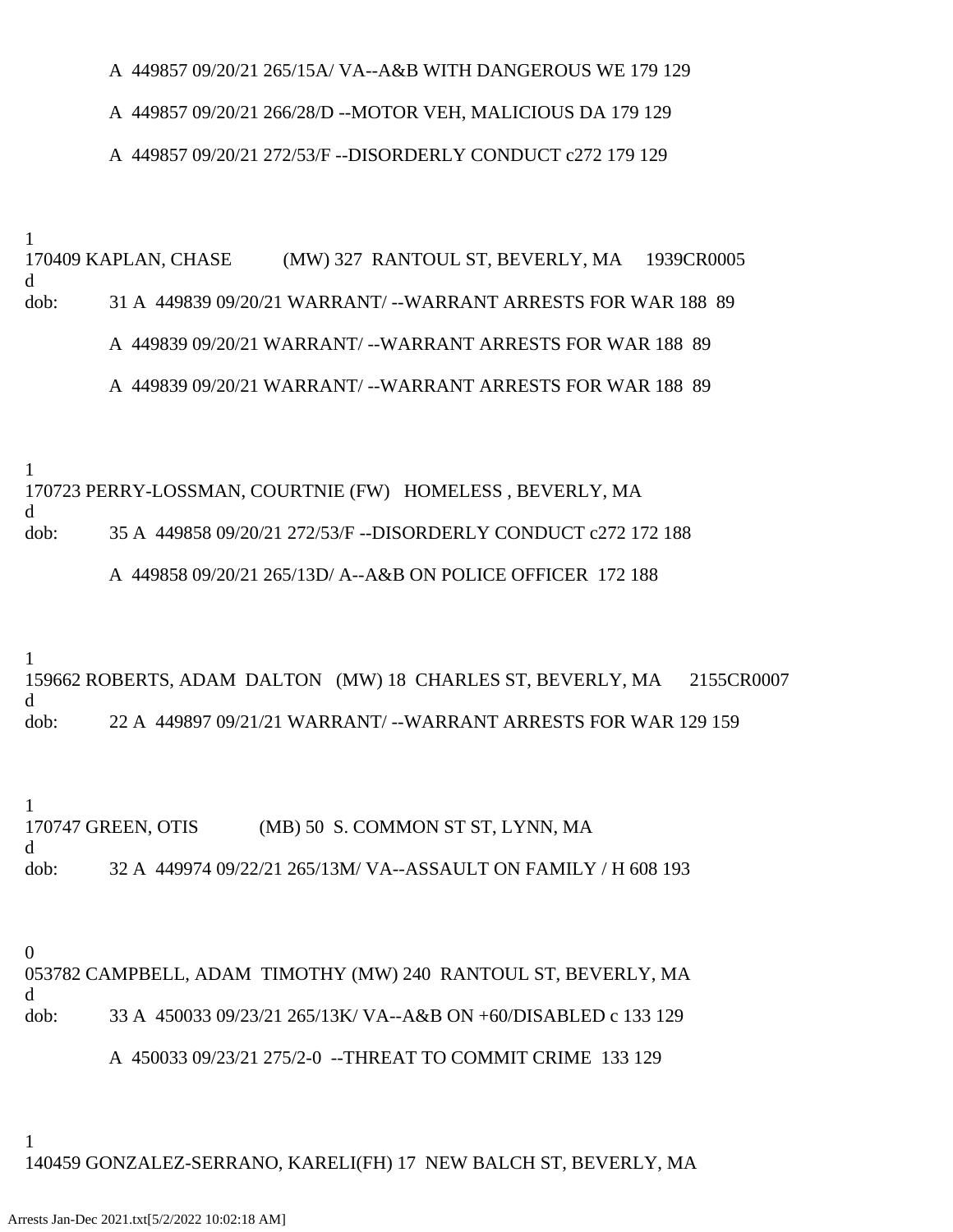A  449857 09/20/21 265/15A/ VA--A&B WITH DANGEROUS WE 179 129

A  449857 09/20/21 266/28/D --MOTOR VEH, MALICIOUS DA 179 129

A  449857 09/20/21 272/53/F --DISORDERLY CONDUCT c272 179 129

1
170409 KAPLAN, CHASE (MW) 327 RANTOUL ST, BEVERLY, MA 1939CR0005
d
dob: 31 A  449839 09/20/21 WARRANT/ --WARRANT ARRESTS FOR WAR 188 89

A  449839 09/20/21 WARRANT/ --WARRANT ARRESTS FOR WAR 188 89

A  449839 09/20/21 WARRANT/ --WARRANT ARRESTS FOR WAR 188 89

1
170723 PERRY-LOSSMAN, COURTNIE (FW) HOMELESS , BEVERLY, MA
d
dob: 35 A  449858 09/20/21 272/53/F --DISORDERLY CONDUCT c272 172 188

A  449858 09/20/21 265/13D/ A--A&B ON POLICE OFFICER 172 188

1
159662 ROBERTS, ADAM DALTON (MW) 18 CHARLES ST, BEVERLY, MA 2155CR0007
d
dob: 22 A  449897 09/21/21 WARRANT/ --WARRANT ARRESTS FOR WAR 129 159

1
170747 GREEN, OTIS (MB) 50 S. COMMON ST ST, LYNN, MA
d
dob: 32 A  449974 09/22/21 265/13M/ VA--ASSAULT ON FAMILY / H 608 193

0
053782 CAMPBELL, ADAM TIMOTHY (MW) 240 RANTOUL ST, BEVERLY, MA
d
dob: 33 A  450033 09/23/21 265/13K/ VA--A&B ON +60/DISABLED c 133 129

A  450033 09/23/21 275/2-0 --THREAT TO COMMIT CRIME 133 129

1
140459 GONZALEZ-SERRANO, KARELI(FH) 17 NEW BALCH ST, BEVERLY, MA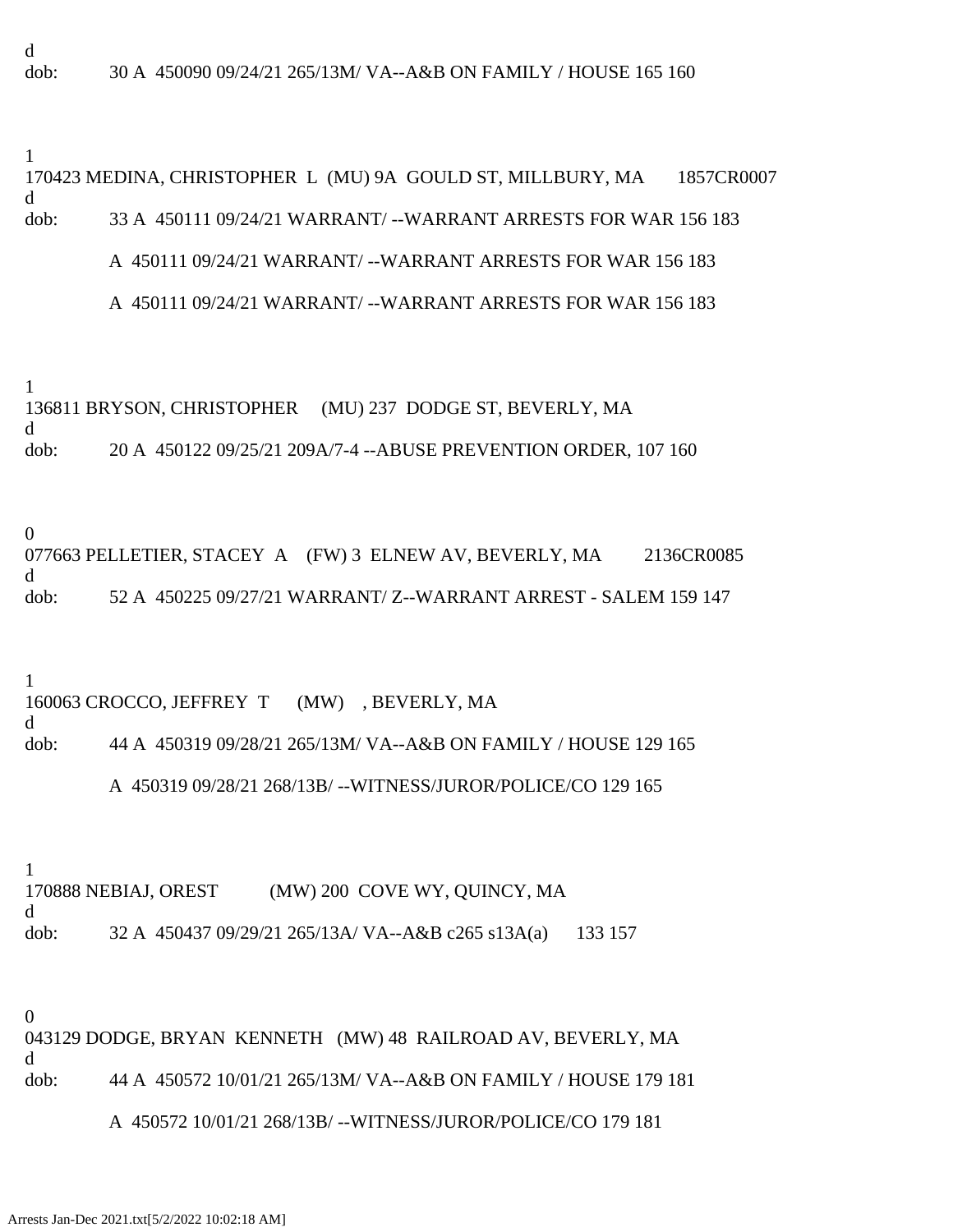d
dob:          30 A  450090 09/24/21 265/13M/ VA--A&B ON FAMILY / HOUSE 165 160

1
170423 MEDINA, CHRISTOPHER  L  (MU) 9A  GOULD ST, MILLBURY, MA       1857CR0007
d
dob:          33 A  450111 09/24/21 WARRANT/ --WARRANT ARRESTS FOR WAR 156 183

A  450111 09/24/21 WARRANT/ --WARRANT ARRESTS FOR WAR 156 183

A  450111 09/24/21 WARRANT/ --WARRANT ARRESTS FOR WAR 156 183

1
136811 BRYSON, CHRISTOPHER     (MU) 237  DODGE ST, BEVERLY, MA
d
dob:          20 A  450122 09/25/21 209A/7-4 --ABUSE PREVENTION ORDER, 107 160

0
077663 PELLETIER, STACEY  A    (FW) 3  ELNEW AV, BEVERLY, MA         2136CR0085
d
dob:          52 A  450225 09/27/21 WARRANT/ Z--WARRANT ARREST - SALEM 159 147

1
160063 CROCCO, JEFFREY  T      (MW)    , BEVERLY, MA
d
dob:          44 A  450319 09/28/21 265/13M/ VA--A&B ON FAMILY / HOUSE 129 165

A  450319 09/28/21 268/13B/ --WITNESS/JUROR/POLICE/CO 129 165

1
170888 NEBIAJ, OREST           (MW) 200  COVE WY, QUINCY, MA
d
dob:          32 A  450437 09/29/21 265/13A/ VA--A&B c265 s13A(a)      133 157

0
043129 DODGE, BRYAN  KENNETH   (MW) 48  RAILROAD AV, BEVERLY, MA
d
dob:          44 A  450572 10/01/21 265/13M/ VA--A&B ON FAMILY / HOUSE 179 181

A  450572 10/01/21 268/13B/ --WITNESS/JUROR/POLICE/CO 179 181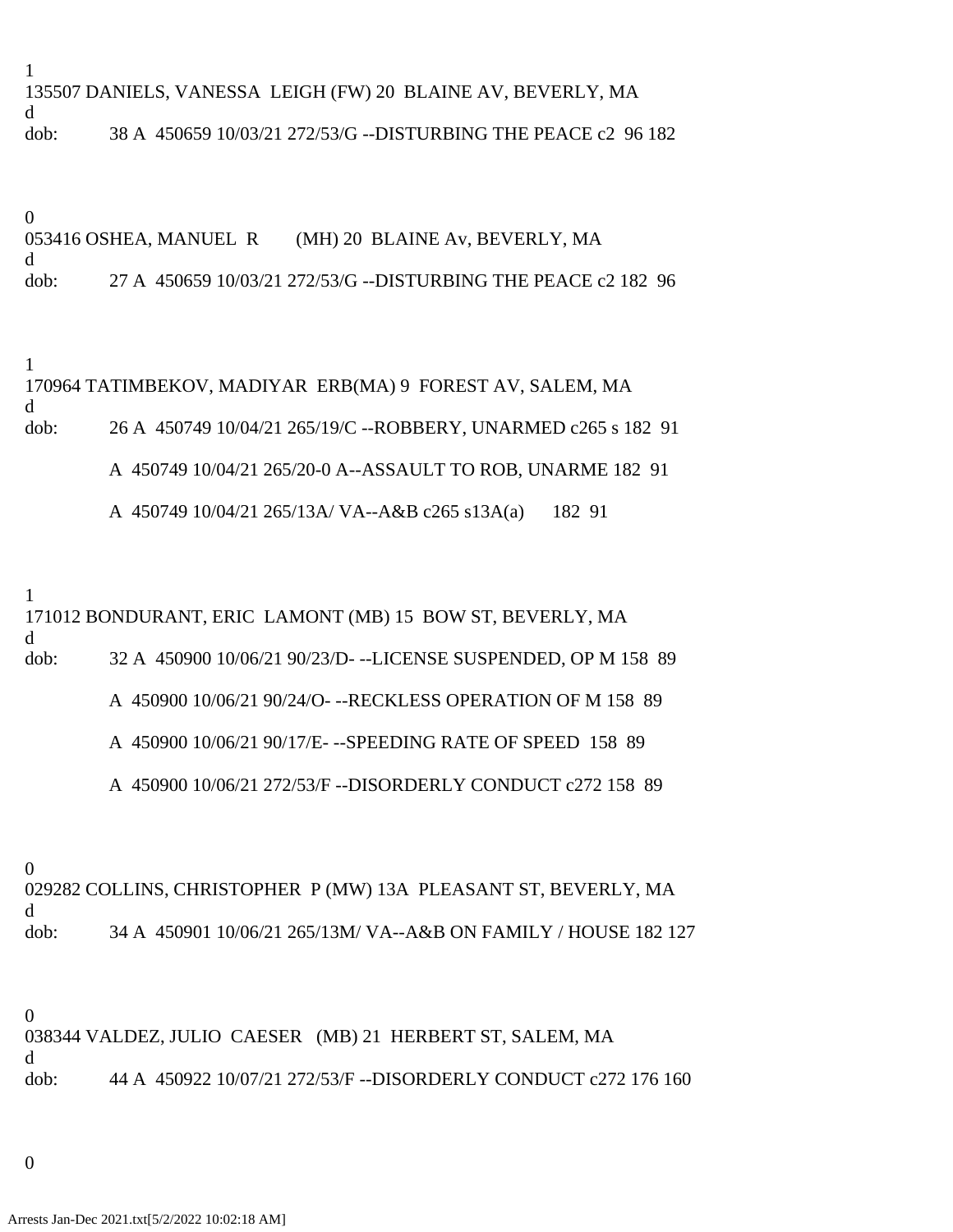1
135507 DANIELS, VANESSA  LEIGH (FW) 20  BLAINE AV, BEVERLY, MA
d
dob:           38 A  450659 10/03/21 272/53/G --DISTURBING THE PEACE c2  96 182

0
053416 OSHEA, MANUEL  R        (MH) 20  BLAINE Av, BEVERLY, MA
d
dob:           27 A  450659 10/03/21 272/53/G --DISTURBING THE PEACE c2 182  96

1
170964 TATIMBEKOV, MADIYAR  ERB(MA) 9  FOREST AV, SALEM, MA
d
dob:           26 A  450749 10/04/21 265/19/C --ROBBERY, UNARMED c265 s 182  91

A  450749 10/04/21 265/20-0 A--ASSAULT TO ROB, UNARME 182  91

A  450749 10/04/21 265/13A/ VA--A&B c265 s13A(a)       182  91

1
171012 BONDURANT, ERIC  LAMONT (MB) 15  BOW ST, BEVERLY, MA
d
dob:           32 A  450900 10/06/21 90/23/D- --LICENSE SUSPENDED, OP M 158  89

A  450900 10/06/21 90/24/O- --RECKLESS OPERATION OF M 158  89

A  450900 10/06/21 90/17/E- --SPEEDING RATE OF SPEED  158  89

A  450900 10/06/21 272/53/F --DISORDERLY CONDUCT c272 158  89

0
029282 COLLINS, CHRISTOPHER  P (MW) 13A  PLEASANT ST, BEVERLY, MA
d
dob:           34 A  450901 10/06/21 265/13M/ VA--A&B ON FAMILY / HOUSE 182 127

0
038344 VALDEZ, JULIO  CAESER   (MB) 21  HERBERT ST, SALEM, MA
d
dob:           44 A  450922 10/07/21 272/53/F --DISORDERLY CONDUCT c272 176 160

0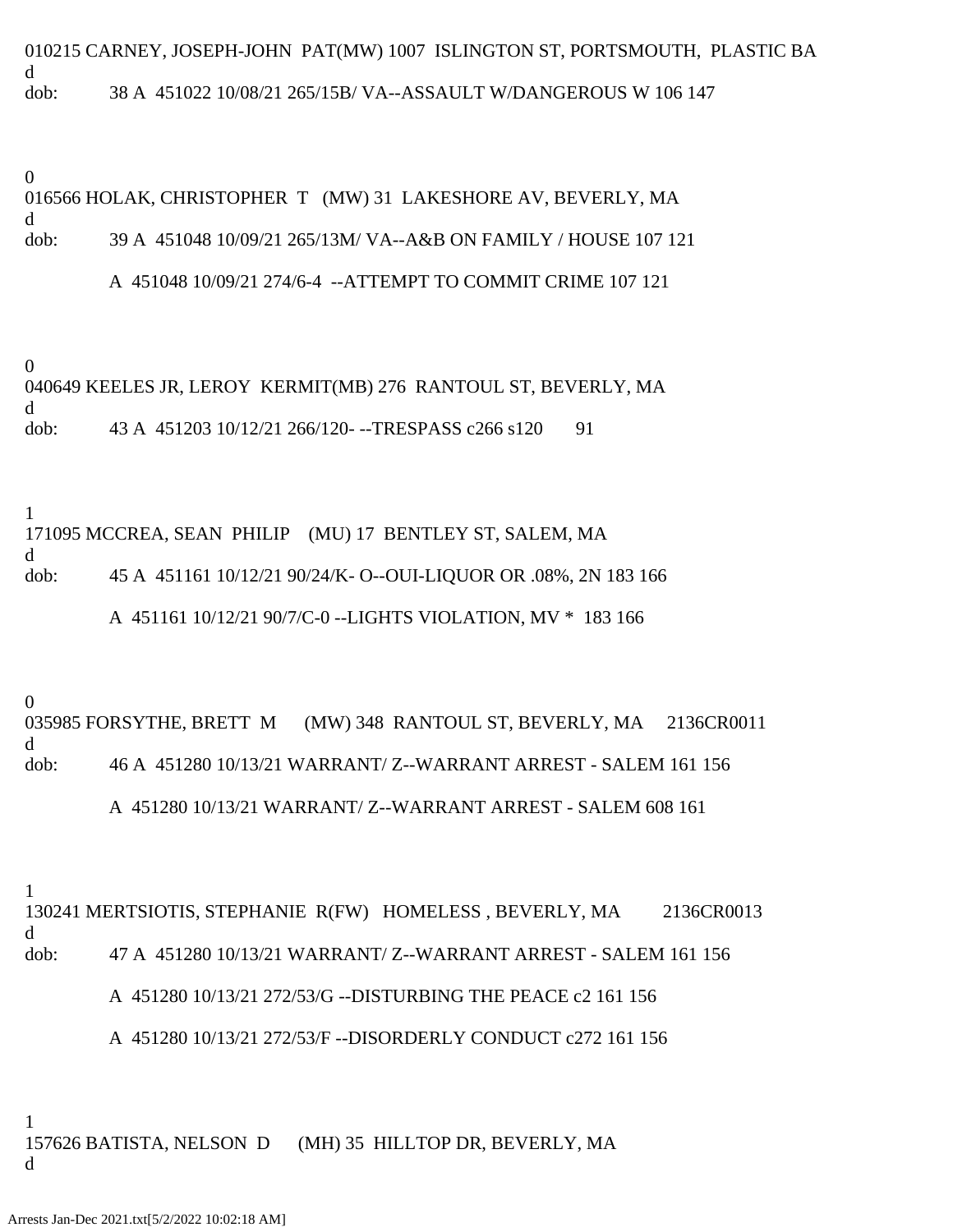010215 CARNEY, JOSEPH-JOHN PAT(MW) 1007 ISLINGTON ST, PORTSMOUTH, PLASTIC BA
d
dob: 38 A 451022 10/08/21 265/15B/ VA--ASSAULT W/DANGEROUS W 106 147

0
016566 HOLAK, CHRISTOPHER T (MW) 31 LAKESHORE AV, BEVERLY, MA
d
dob: 39 A 451048 10/09/21 265/13M/ VA--A&B ON FAMILY / HOUSE 107 121

A 451048 10/09/21 274/6-4 --ATTEMPT TO COMMIT CRIME 107 121

0
040649 KEELES JR, LEROY KERMIT(MB) 276 RANTOUL ST, BEVERLY, MA
d
dob: 43 A 451203 10/12/21 266/120- --TRESPASS c266 s120 91

1
171095 MCCREA, SEAN PHILIP (MU) 17 BENTLEY ST, SALEM, MA
d
dob: 45 A 451161 10/12/21 90/24/K- O--OUI-LIQUOR OR .08%, 2N 183 166

A 451161 10/12/21 90/7/C-0 --LIGHTS VIOLATION, MV * 183 166

0
035985 FORSYTHE, BRETT M (MW) 348 RANTOUL ST, BEVERLY, MA 2136CR0011
d
dob: 46 A 451280 10/13/21 WARRANT/ Z--WARRANT ARREST - SALEM 161 156

A 451280 10/13/21 WARRANT/ Z--WARRANT ARREST - SALEM 608 161

1
130241 MERTSIOTIS, STEPHANIE R(FW) HOMELESS , BEVERLY, MA 2136CR0013
d
dob: 47 A 451280 10/13/21 WARRANT/ Z--WARRANT ARREST - SALEM 161 156

A 451280 10/13/21 272/53/G --DISTURBING THE PEACE c2 161 156

A 451280 10/13/21 272/53/F --DISORDERLY CONDUCT c272 161 156

1
157626 BATISTA, NELSON D (MH) 35 HILLTOP DR, BEVERLY, MA
d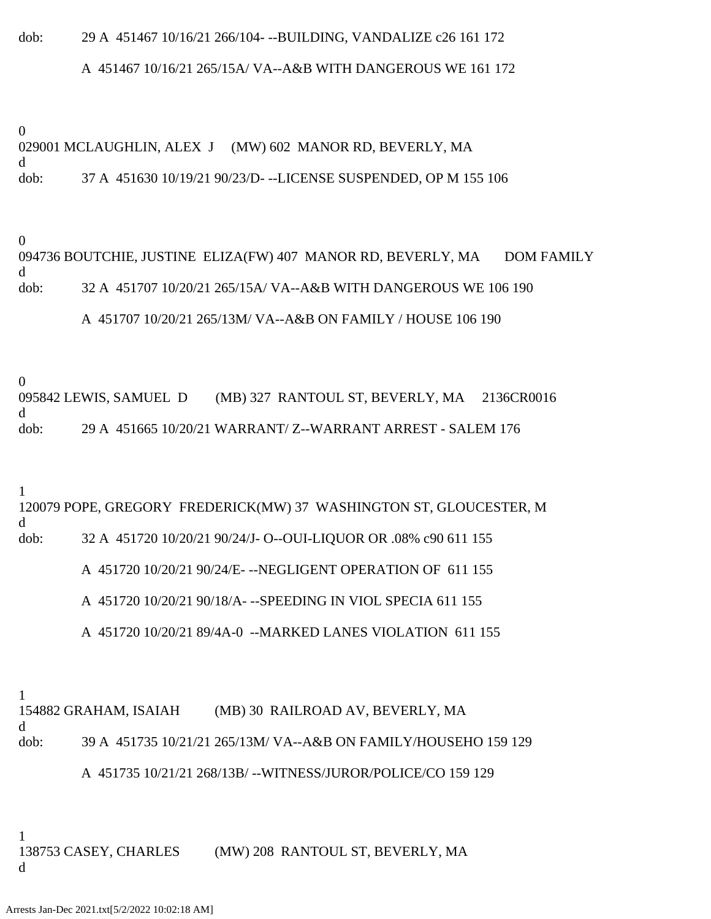dob:     29 A  451467 10/16/21 266/104- --BUILDING, VANDALIZE c26 161 172

A  451467 10/16/21 265/15A/ VA--A&B WITH DANGEROUS WE 161 172

0
029001 MCLAUGHLIN, ALEX  J     (MW) 602  MANOR RD, BEVERLY, MA
d
dob:     37 A  451630 10/19/21 90/23/D- --LICENSE SUSPENDED, OP M 155 106

0
094736 BOUTCHIE, JUSTINE  ELIZA(FW) 407  MANOR RD, BEVERLY, MA       DOM FAMILY
d
dob:     32 A  451707 10/20/21 265/15A/ VA--A&B WITH DANGEROUS WE 106 190

A  451707 10/20/21 265/13M/ VA--A&B ON FAMILY / HOUSE 106 190

0
095842 LEWIS, SAMUEL  D        (MB) 327  RANTOUL ST, BEVERLY, MA     2136CR0016
d
dob:     29 A  451665 10/20/21 WARRANT/ Z--WARRANT ARREST - SALEM 176

1
120079 POPE, GREGORY  FREDERICK(MW) 37  WASHINGTON ST, GLOUCESTER, M
d
dob:     32 A  451720 10/20/21 90/24/J- O--OUI-LIQUOR OR .08% c90 611 155

A  451720 10/20/21 90/24/E- --NEGLIGENT OPERATION OF  611 155

A  451720 10/20/21 90/18/A- --SPEEDING IN VIOL SPECIA 611 155

A  451720 10/20/21 89/4A-0  --MARKED LANES VIOLATION  611 155

1
154882 GRAHAM, ISAIAH          (MB) 30  RAILROAD AV, BEVERLY, MA
d
dob:     39 A  451735 10/21/21 265/13M/ VA--A&B ON FAMILY/HOUSEHO 159 129

A  451735 10/21/21 268/13B/ --WITNESS/JUROR/POLICE/CO 159 129

1
138753 CASEY, CHARLES          (MW) 208  RANTOUL ST, BEVERLY, MA
d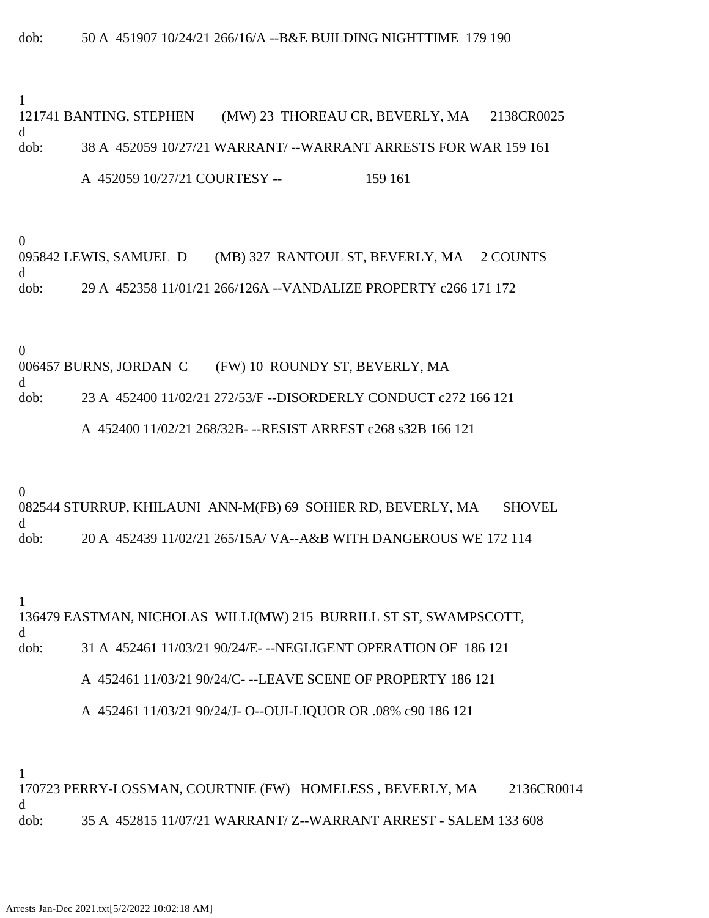dob: 50 A 451907 10/24/21 266/16/A --B&E BUILDING NIGHTTIME 179 190

1
121741 BANTING, STEPHEN (MW) 23 THOREAU CR, BEVERLY, MA 2138CR0025
d
dob: 38 A 452059 10/27/21 WARRANT/ --WARRANT ARRESTS FOR WAR 159 161

A 452059 10/27/21 COURTESY -- 159 161

0
095842 LEWIS, SAMUEL D (MB) 327 RANTOUL ST, BEVERLY, MA 2 COUNTS
d
dob: 29 A 452358 11/01/21 266/126A --VANDALIZE PROPERTY c266 171 172

0
006457 BURNS, JORDAN C (FW) 10 ROUNDY ST, BEVERLY, MA
d
dob: 23 A 452400 11/02/21 272/53/F --DISORDERLY CONDUCT c272 166 121

A 452400 11/02/21 268/32B- --RESIST ARREST c268 s32B 166 121

0
082544 STURRUP, KHILAUNI ANN-M(FB) 69 SOHIER RD, BEVERLY, MA SHOVEL
d
dob: 20 A 452439 11/02/21 265/15A/ VA--A&B WITH DANGEROUS WE 172 114

1
136479 EASTMAN, NICHOLAS WILLI(MW) 215 BURRILL ST ST, SWAMPSCOTT,
d
dob: 31 A 452461 11/03/21 90/24/E- --NEGLIGENT OPERATION OF 186 121

A 452461 11/03/21 90/24/C- --LEAVE SCENE OF PROPERTY 186 121

A 452461 11/03/21 90/24/J- O--OUI-LIQUOR OR .08% c90 186 121

1
170723 PERRY-LOSSMAN, COURTNIE (FW) HOMELESS , BEVERLY, MA 2136CR0014
d
dob: 35 A 452815 11/07/21 WARRANT/ Z--WARRANT ARREST - SALEM 133 608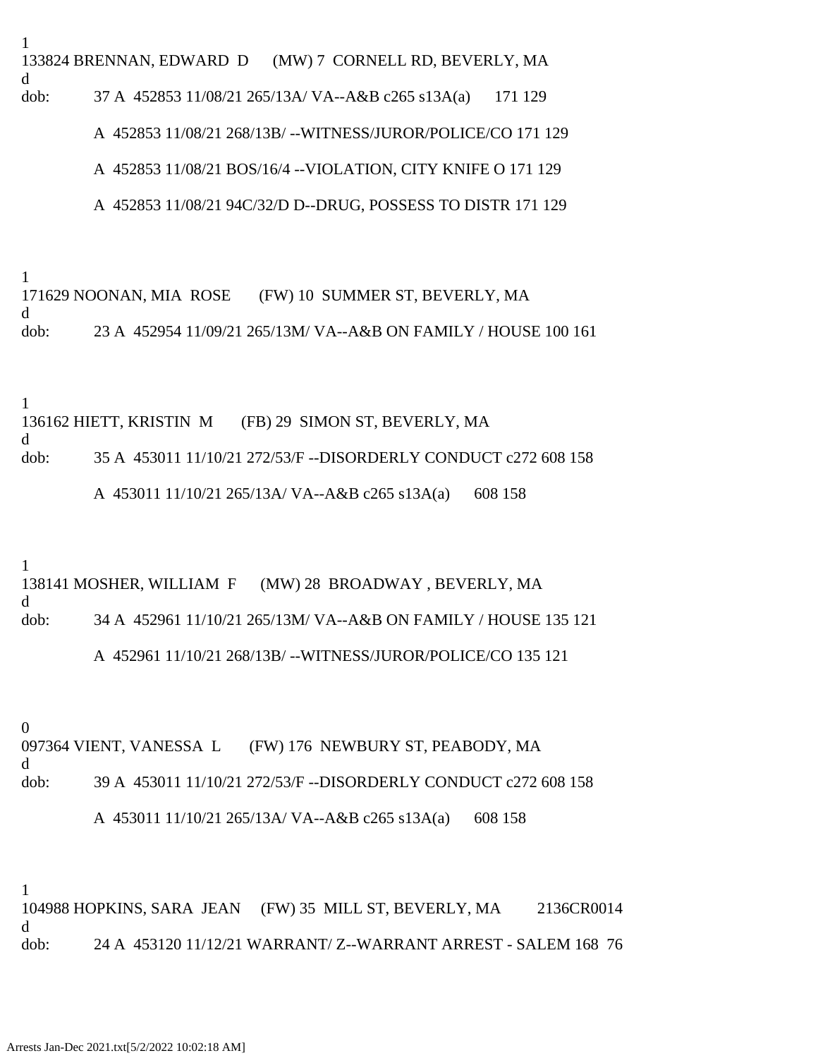1
133824 BRENNAN, EDWARD D (MW) 7 CORNELL RD, BEVERLY, MA
d
dob: 37 A 452853 11/08/21 265/13A/ VA--A&B c265 s13A(a) 171 129

A 452853 11/08/21 268/13B/ --WITNESS/JUROR/POLICE/CO 171 129

A 452853 11/08/21 BOS/16/4 --VIOLATION, CITY KNIFE O 171 129

A 452853 11/08/21 94C/32/D D--DRUG, POSSESS TO DISTR 171 129

1
171629 NOONAN, MIA ROSE (FW) 10 SUMMER ST, BEVERLY, MA
d
dob: 23 A 452954 11/09/21 265/13M/ VA--A&B ON FAMILY / HOUSE 100 161

1
136162 HIETT, KRISTIN M (FB) 29 SIMON ST, BEVERLY, MA
d
dob: 35 A 453011 11/10/21 272/53/F --DISORDERLY CONDUCT c272 608 158

A 453011 11/10/21 265/13A/ VA--A&B c265 s13A(a) 608 158

1
138141 MOSHER, WILLIAM F (MW) 28 BROADWAY , BEVERLY, MA
d
dob: 34 A 452961 11/10/21 265/13M/ VA--A&B ON FAMILY / HOUSE 135 121

A 452961 11/10/21 268/13B/ --WITNESS/JUROR/POLICE/CO 135 121

0
097364 VIENT, VANESSA L (FW) 176 NEWBURY ST, PEABODY, MA
d
dob: 39 A 453011 11/10/21 272/53/F --DISORDERLY CONDUCT c272 608 158

A 453011 11/10/21 265/13A/ VA--A&B c265 s13A(a) 608 158

1
104988 HOPKINS, SARA JEAN (FW) 35 MILL ST, BEVERLY, MA 2136CR0014
d
dob: 24 A 453120 11/12/21 WARRANT/ Z--WARRANT ARREST - SALEM 168 76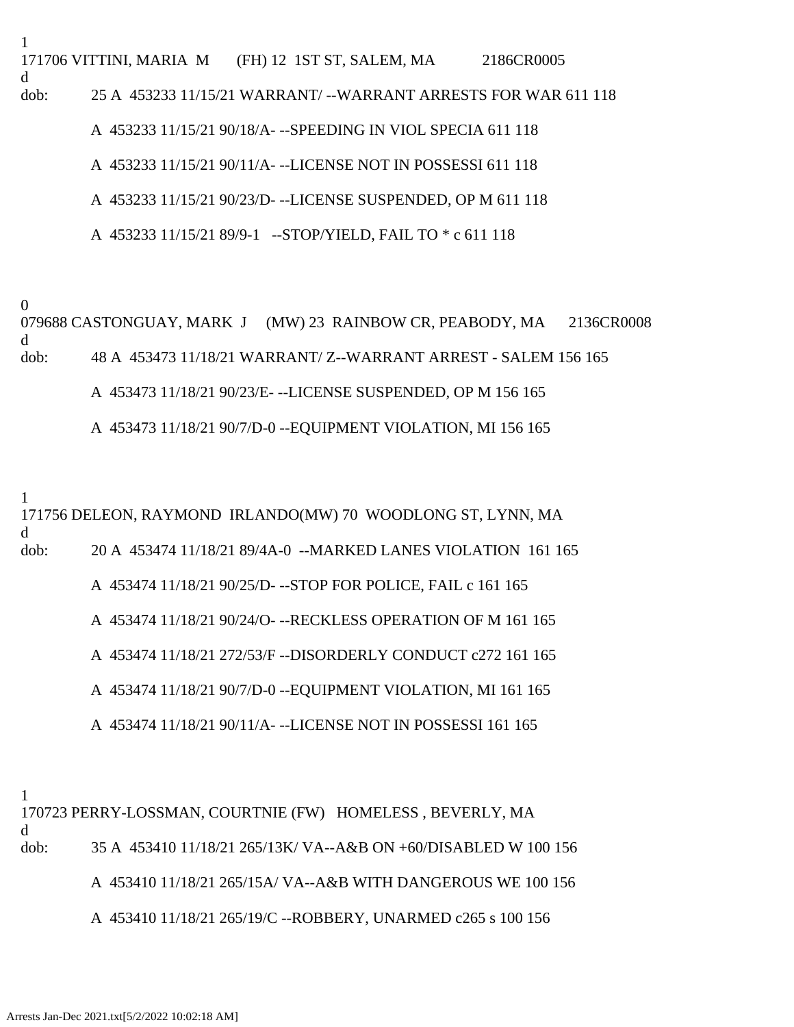1
171706 VITTINI, MARIA M (FH) 12 1ST ST, SALEM, MA 2186CR0005
d
dob: 25 A 453233 11/15/21 WARRANT/ --WARRANT ARRESTS FOR WAR 611 118

A 453233 11/15/21 90/18/A- --SPEEDING IN VIOL SPECIA 611 118

A 453233 11/15/21 90/11/A- --LICENSE NOT IN POSSESSI 611 118

A 453233 11/15/21 90/23/D- --LICENSE SUSPENDED, OP M 611 118

A 453233 11/15/21 89/9-1 --STOP/YIELD, FAIL TO * c 611 118

0
079688 CASTONGUAY, MARK J (MW) 23 RAINBOW CR, PEABODY, MA 2136CR0008
d
dob: 48 A 453473 11/18/21 WARRANT/ Z--WARRANT ARREST - SALEM 156 165

A 453473 11/18/21 90/23/E- --LICENSE SUSPENDED, OP M 156 165

A 453473 11/18/21 90/7/D-0 --EQUIPMENT VIOLATION, MI 156 165

1
171756 DELEON, RAYMOND IRLANDO(MW) 70 WOODLONG ST, LYNN, MA
d
dob: 20 A 453474 11/18/21 89/4A-0 --MARKED LANES VIOLATION 161 165

A 453474 11/18/21 90/25/D- --STOP FOR POLICE, FAIL c 161 165

A 453474 11/18/21 90/24/O- --RECKLESS OPERATION OF M 161 165

A 453474 11/18/21 272/53/F --DISORDERLY CONDUCT c272 161 165

A 453474 11/18/21 90/7/D-0 --EQUIPMENT VIOLATION, MI 161 165

A 453474 11/18/21 90/11/A- --LICENSE NOT IN POSSESSI 161 165

1
170723 PERRY-LOSSMAN, COURTNIE (FW) HOMELESS , BEVERLY, MA
d
dob: 35 A 453410 11/18/21 265/13K/ VA--A&B ON +60/DISABLED W 100 156

A 453410 11/18/21 265/15A/ VA--A&B WITH DANGEROUS WE 100 156

A 453410 11/18/21 265/19/C --ROBBERY, UNARMED c265 s 100 156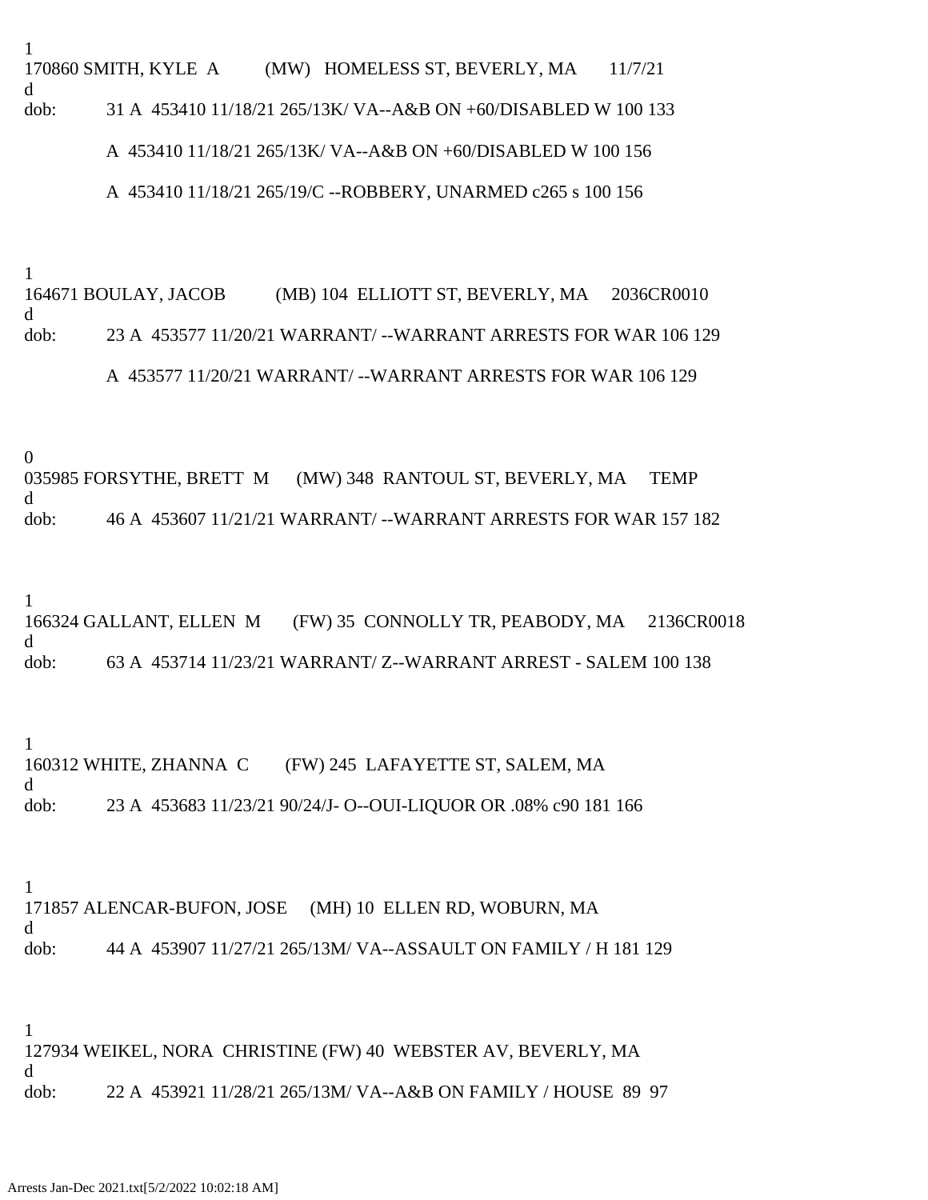1
170860 SMITH, KYLE  A          (MW)   HOMELESS ST, BEVERLY, MA       11/7/21
d
dob:          31 A  453410 11/18/21 265/13K/ VA--A&B ON +60/DISABLED W 100 133

A  453410 11/18/21 265/13K/ VA--A&B ON +60/DISABLED W 100 156

A  453410 11/18/21 265/19/C --ROBBERY, UNARMED c265 s 100 156

1
164671 BOULAY, JACOB          (MB) 104  ELLIOTT ST, BEVERLY, MA     2036CR0010
d
dob:          23 A  453577 11/20/21 WARRANT/ --WARRANT ARRESTS FOR WAR 106 129

A  453577 11/20/21 WARRANT/ --WARRANT ARRESTS FOR WAR 106 129

0
035985 FORSYTHE, BRETT  M      (MW) 348  RANTOUL ST, BEVERLY, MA     TEMP
d
dob:          46 A  453607 11/21/21 WARRANT/ --WARRANT ARRESTS FOR WAR 157 182

1
166324 GALLANT, ELLEN  M       (FW) 35  CONNOLLY TR, PEABODY, MA     2136CR0018
d
dob:          63 A  453714 11/23/21 WARRANT/ Z--WARRANT ARREST - SALEM 100 138

1
160312 WHITE, ZHANNA  C        (FW) 245  LAFAYETTE ST, SALEM, MA
d
dob:          23 A  453683 11/23/21 90/24/J- O--OUI-LIQUOR OR .08% c90 181 166

1
171857 ALENCAR-BUFON, JOSE     (MH) 10  ELLEN RD, WOBURN, MA
d
dob:          44 A  453907 11/27/21 265/13M/ VA--ASSAULT ON FAMILY / H 181 129

1
127934 WEIKEL, NORA  CHRISTINE (FW) 40  WEBSTER AV, BEVERLY, MA
d
dob:          22 A  453921 11/28/21 265/13M/ VA--A&B ON FAMILY / HOUSE  89  97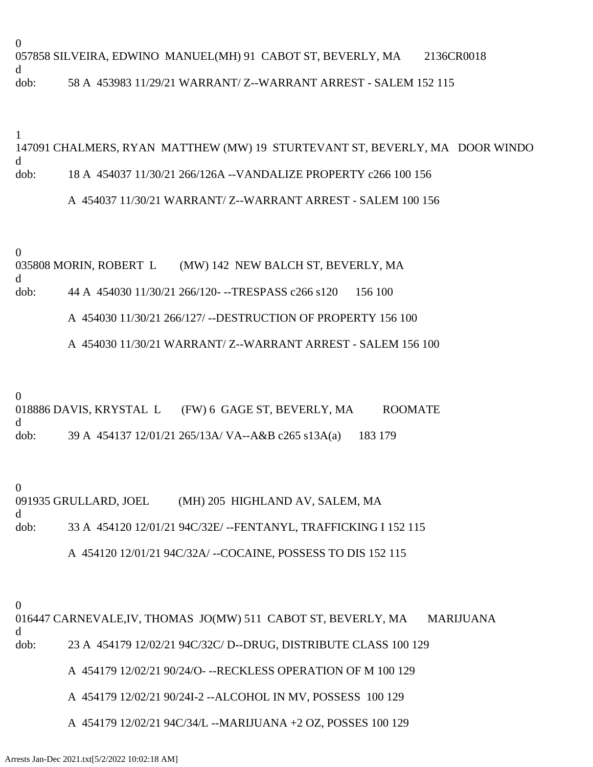0
057858 SILVEIRA, EDWINO  MANUEL(MH) 91  CABOT ST, BEVERLY, MA        2136CR0018
d
dob:           58 A  453983 11/29/21 WARRANT/ Z--WARRANT ARREST - SALEM 152 115

1
147091 CHALMERS, RYAN  MATTHEW (MW) 19  STURTEVANT ST, BEVERLY, MA   DOOR WINDO
d
dob:           18 A  454037 11/30/21 266/126A --VANDALIZE PROPERTY c266 100 156

A  454037 11/30/21 WARRANT/ Z--WARRANT ARREST - SALEM 100 156

0
035808 MORIN, ROBERT  L        (MW) 142  NEW BALCH ST, BEVERLY, MA
d
dob:           44 A  454030 11/30/21 266/120- --TRESPASS c266 s120      156 100

A  454030 11/30/21 266/127/ --DESTRUCTION OF PROPERTY 156 100

A  454030 11/30/21 WARRANT/ Z--WARRANT ARREST - SALEM 156 100

0
018886 DAVIS, KRYSTAL  L       (FW) 6  GAGE ST, BEVERLY, MA          ROOMATE
d
dob:           39 A  454137 12/01/21 265/13A/ VA--A&B c265 s13A(a)      183 179

0
091935 GRULLARD, JOEL          (MH) 205  HIGHLAND AV, SALEM, MA
d
dob:           33 A  454120 12/01/21 94C/32E/ --FENTANYL, TRAFFICKING I 152 115

A  454120 12/01/21 94C/32A/ --COCAINE, POSSESS TO DIS 152 115

0
016447 CARNEVALE,IV, THOMAS  JO(MW) 511  CABOT ST, BEVERLY, MA       MARIJUANA
d
dob:           23 A  454179 12/02/21 94C/32C/ D--DRUG, DISTRIBUTE CLASS 100 129

A  454179 12/02/21 90/24/O- --RECKLESS OPERATION OF M 100 129

A  454179 12/02/21 90/24I-2 --ALCOHOL IN MV, POSSESS  100 129

A  454179 12/02/21 94C/34/L --MARIJUANA +2 OZ, POSSES 100 129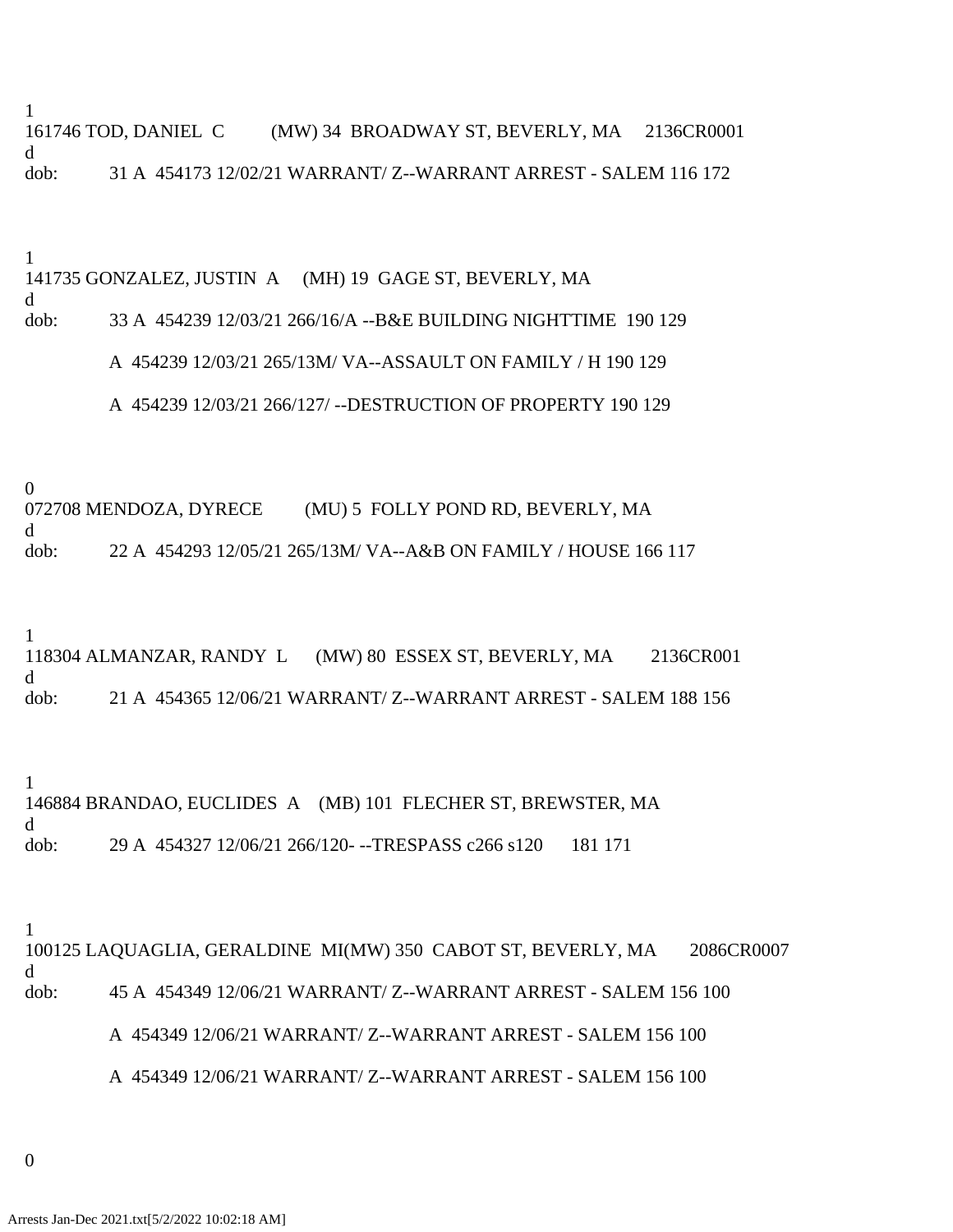1
161746 TOD, DANIEL  C         (MW) 34  BROADWAY ST, BEVERLY, MA     2136CR0001
d
dob:          31 A  454173 12/02/21 WARRANT/ Z--WARRANT ARREST - SALEM 116 172

1
141735 GONZALEZ, JUSTIN  A     (MH) 19  GAGE ST, BEVERLY, MA
d
dob:          33 A  454239 12/03/21 266/16/A --B&E BUILDING NIGHTTIME  190 129

A  454239 12/03/21 265/13M/ VA--ASSAULT ON FAMILY / H 190 129

A  454239 12/03/21 266/127/ --DESTRUCTION OF PROPERTY 190 129

0
072708 MENDOZA, DYRECE         (MU) 5  FOLLY POND RD, BEVERLY, MA
d
dob:          22 A  454293 12/05/21 265/13M/ VA--A&B ON FAMILY / HOUSE 166 117

1
118304 ALMANZAR, RANDY  L      (MW) 80  ESSEX ST, BEVERLY, MA        2136CR001
d
dob:          21 A  454365 12/06/21 WARRANT/ Z--WARRANT ARREST - SALEM 188 156

1
146884 BRANDAO, EUCLIDES  A    (MB) 101  FLECHER ST, BREWSTER, MA
d
dob:          29 A  454327 12/06/21 266/120- --TRESPASS c266 s120      181 171

1
100125 LAQUAGLIA, GERALDINE  MI(MW) 350  CABOT ST, BEVERLY, MA       2086CR0007
d
dob:          45 A  454349 12/06/21 WARRANT/ Z--WARRANT ARREST - SALEM 156 100

A  454349 12/06/21 WARRANT/ Z--WARRANT ARREST - SALEM 156 100

A  454349 12/06/21 WARRANT/ Z--WARRANT ARREST - SALEM 156 100

0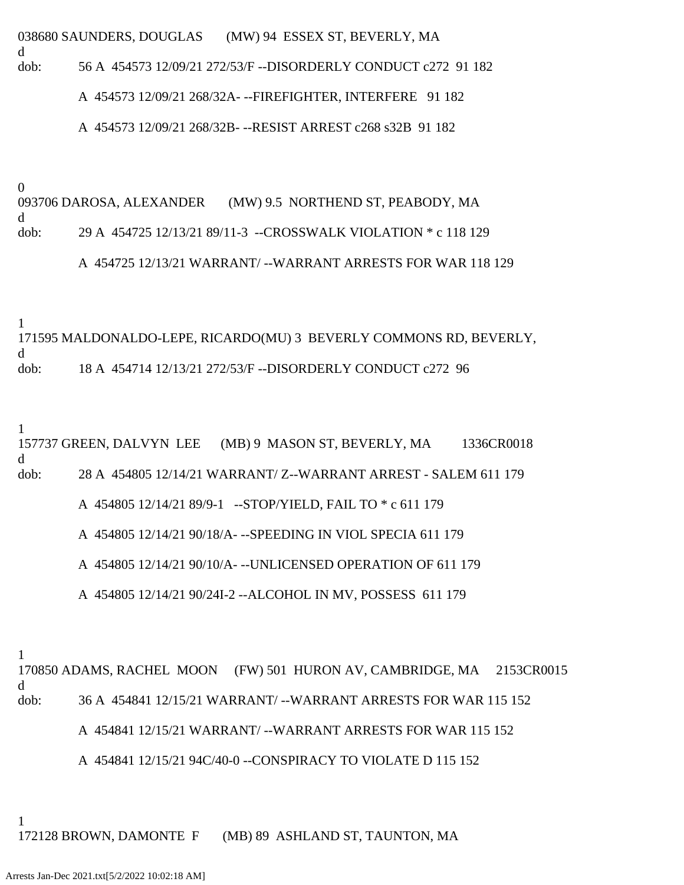038680 SAUNDERS, DOUGLAS (MW) 94 ESSEX ST, BEVERLY, MA
d
dob: 56 A 454573 12/09/21 272/53/F --DISORDERLY CONDUCT c272 91 182

A 454573 12/09/21 268/32A- --FIREFIGHTER, INTERFERE 91 182

A 454573 12/09/21 268/32B- --RESIST ARREST c268 s32B 91 182

0
093706 DAROSA, ALEXANDER (MW) 9.5 NORTHEND ST, PEABODY, MA
d
dob: 29 A 454725 12/13/21 89/11-3 --CROSSWALK VIOLATION * c 118 129

A 454725 12/13/21 WARRANT/ --WARRANT ARRESTS FOR WAR 118 129

1
171595 MALDONALDO-LEPE, RICARDO(MU) 3 BEVERLY COMMONS RD, BEVERLY,
d
dob: 18 A 454714 12/13/21 272/53/F --DISORDERLY CONDUCT c272 96

1
157737 GREEN, DALVYN LEE (MB) 9 MASON ST, BEVERLY, MA 1336CR0018
d
dob: 28 A 454805 12/14/21 WARRANT/ Z--WARRANT ARREST - SALEM 611 179

A 454805 12/14/21 89/9-1 --STOP/YIELD, FAIL TO * c 611 179

A 454805 12/14/21 90/18/A- --SPEEDING IN VIOL SPECIA 611 179

A 454805 12/14/21 90/10/A- --UNLICENSED OPERATION OF 611 179

A 454805 12/14/21 90/24I-2 --ALCOHOL IN MV, POSSESS 611 179

1
170850 ADAMS, RACHEL MOON (FW) 501 HURON AV, CAMBRIDGE, MA 2153CR0015
d
dob: 36 A 454841 12/15/21 WARRANT/ --WARRANT ARRESTS FOR WAR 115 152

A 454841 12/15/21 WARRANT/ --WARRANT ARRESTS FOR WAR 115 152

A 454841 12/15/21 94C/40-0 --CONSPIRACY TO VIOLATE D 115 152

1
172128 BROWN, DAMONTE F (MB) 89 ASHLAND ST, TAUNTON, MA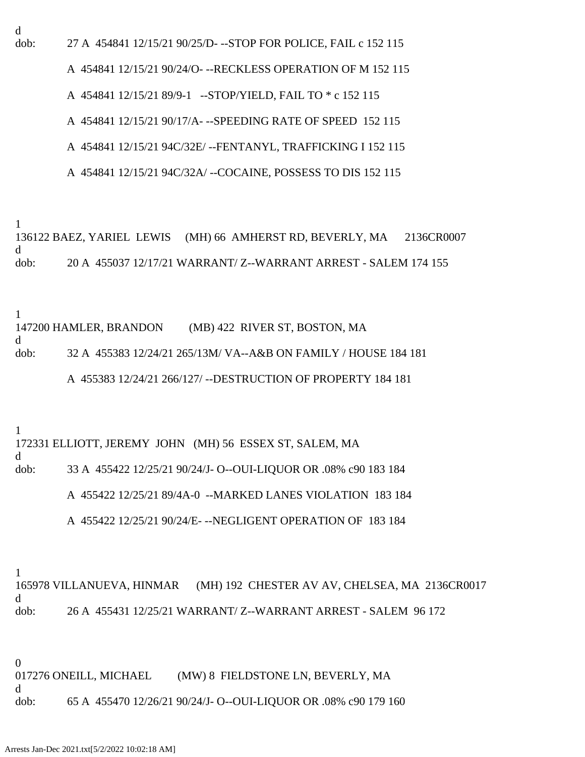d
dob: 27 A 454841 12/15/21 90/25/D- --STOP FOR POLICE, FAIL c 152 115

A 454841 12/15/21 90/24/O- --RECKLESS OPERATION OF M 152 115

A 454841 12/15/21 89/9-1 --STOP/YIELD, FAIL TO * c 152 115

A 454841 12/15/21 90/17/A- --SPEEDING RATE OF SPEED 152 115

A 454841 12/15/21 94C/32E/ --FENTANYL, TRAFFICKING I 152 115

A 454841 12/15/21 94C/32A/ --COCAINE, POSSESS TO DIS 152 115

1
136122 BAEZ, YARIEL LEWIS (MH) 66 AMHERST RD, BEVERLY, MA 2136CR0007
d
dob: 20 A 455037 12/17/21 WARRANT/ Z--WARRANT ARREST - SALEM 174 155

1
147200 HAMLER, BRANDON (MB) 422 RIVER ST, BOSTON, MA
d
dob: 32 A 455383 12/24/21 265/13M/ VA--A&B ON FAMILY / HOUSE 184 181

A 455383 12/24/21 266/127/ --DESTRUCTION OF PROPERTY 184 181

1
172331 ELLIOTT, JEREMY JOHN (MH) 56 ESSEX ST, SALEM, MA
d
dob: 33 A 455422 12/25/21 90/24/J- O--OUI-LIQUOR OR .08% c90 183 184

A 455422 12/25/21 89/4A-0 --MARKED LANES VIOLATION 183 184

A 455422 12/25/21 90/24/E- --NEGLIGENT OPERATION OF 183 184

1
165978 VILLANUEVA, HINMAR (MH) 192 CHESTER AV AV, CHELSEA, MA 2136CR0017
d
dob: 26 A 455431 12/25/21 WARRANT/ Z--WARRANT ARREST - SALEM 96 172

0
017276 ONEILL, MICHAEL (MW) 8 FIELDSTONE LN, BEVERLY, MA
d
dob: 65 A 455470 12/26/21 90/24/J- O--OUI-LIQUOR OR .08% c90 179 160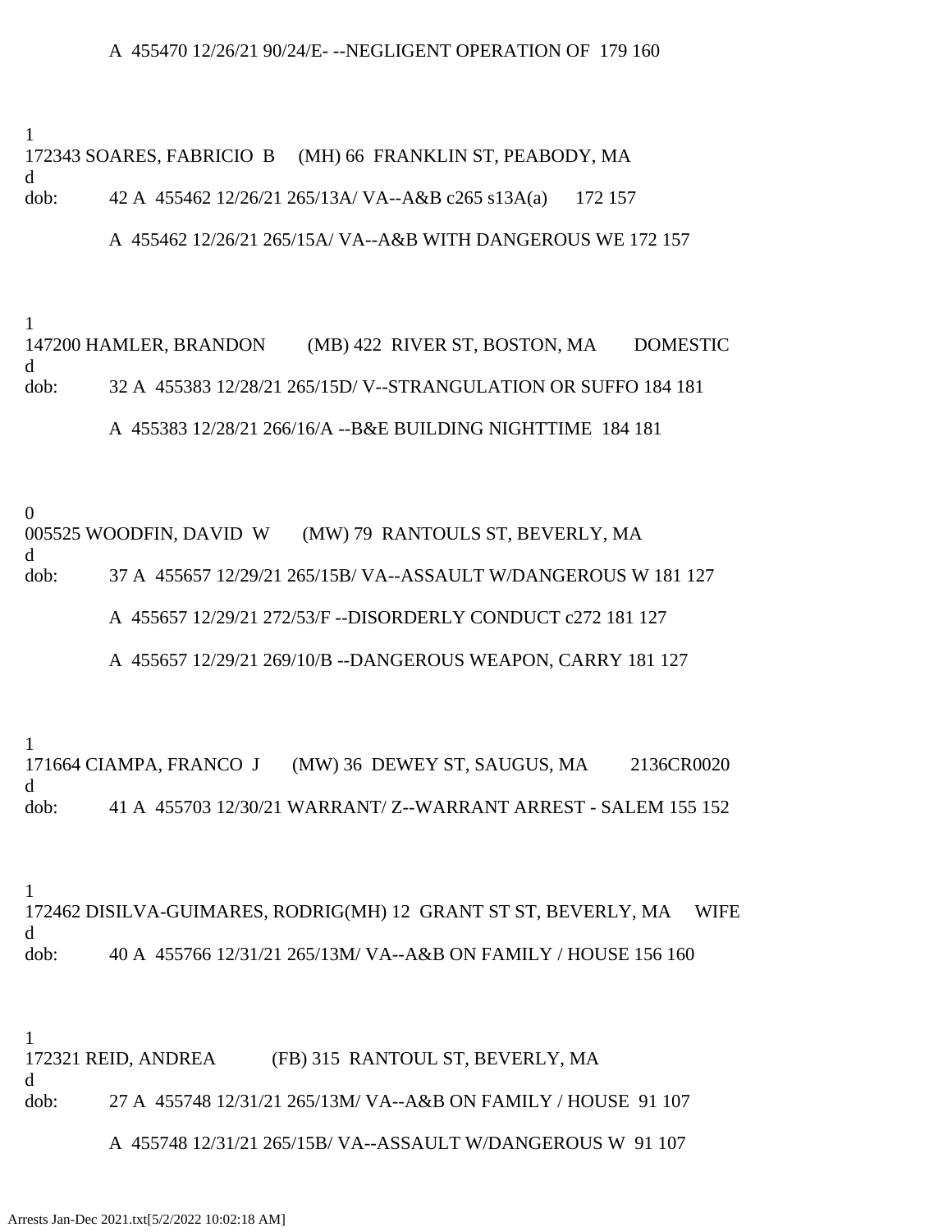A 455470 12/26/21 90/24/E- --NEGLIGENT OPERATION OF 179 160

1
172343 SOARES, FABRICIO B (MH) 66 FRANKLIN ST, PEABODY, MA
d
dob: 42 A 455462 12/26/21 265/13A/ VA--A&B c265 s13A(a) 172 157

A 455462 12/26/21 265/15A/ VA--A&B WITH DANGEROUS WE 172 157

1
147200 HAMLER, BRANDON (MB) 422 RIVER ST, BOSTON, MA DOMESTIC
d
dob: 32 A 455383 12/28/21 265/15D/ V--STRANGULATION OR SUFFO 184 181

A 455383 12/28/21 266/16/A --B&E BUILDING NIGHTTIME 184 181

0
005525 WOODFIN, DAVID W (MW) 79 RANTOULS ST, BEVERLY, MA
d
dob: 37 A 455657 12/29/21 265/15B/ VA--ASSAULT W/DANGEROUS W 181 127

A 455657 12/29/21 272/53/F --DISORDERLY CONDUCT c272 181 127

A 455657 12/29/21 269/10/B --DANGEROUS WEAPON, CARRY 181 127

1
171664 CIAMPA, FRANCO J (MW) 36 DEWEY ST, SAUGUS, MA 2136CR0020
d
dob: 41 A 455703 12/30/21 WARRANT/ Z--WARRANT ARREST - SALEM 155 152

1
172462 DISILVA-GUIMARES, RODRIG(MH) 12 GRANT ST ST, BEVERLY, MA WIFE
d
dob: 40 A 455766 12/31/21 265/13M/ VA--A&B ON FAMILY / HOUSE 156 160

1
172321 REID, ANDREA (FB) 315 RANTOUL ST, BEVERLY, MA
d
dob: 27 A 455748 12/31/21 265/13M/ VA--A&B ON FAMILY / HOUSE 91 107

A 455748 12/31/21 265/15B/ VA--ASSAULT W/DANGEROUS W 91 107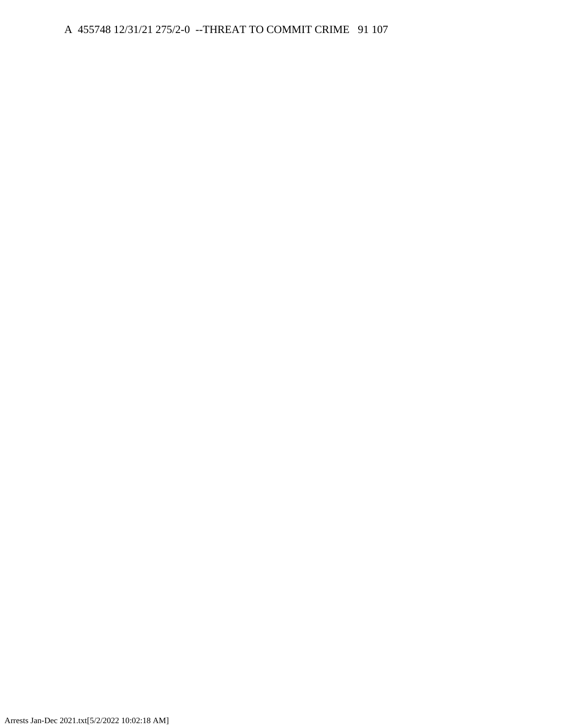A 455748 12/31/21 275/2-0 --THREAT TO COMMIT CRIME 91 107